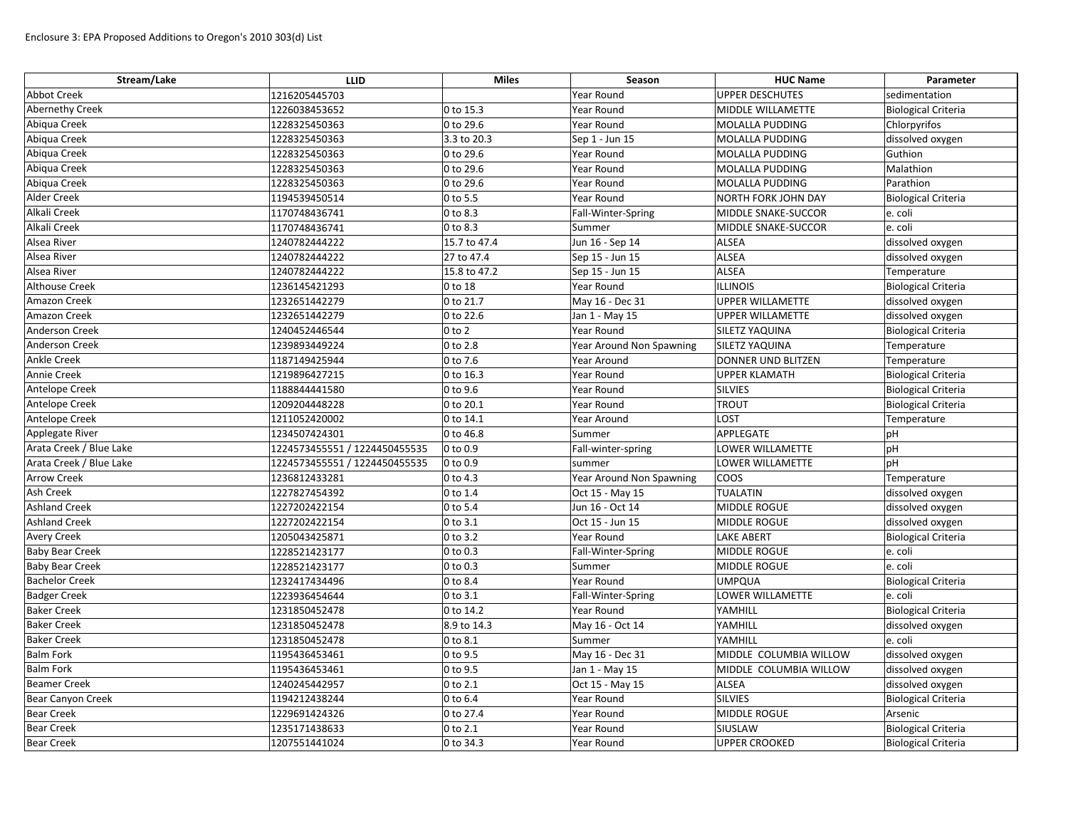Enclosure 3: EPA Proposed Additions to Oregon's 2010 303(d) List

| Stream/Lake | LLID | Miles | Season | HUC Name | Parameter |
|---|---|---|---|---|---|
| Abbot Creek | 1216205445703 | | Year Round | UPPER DESCHUTES | sedimentation |
| Abernethy Creek | 1226038453652 | 0 to 15.3 | Year Round | MIDDLE WILLAMETTE | Biological Criteria |
| Abiqua Creek | 1228325450363 | 0 to 29.6 | Year Round | MOLALLA PUDDING | Chlorpyrifos |
| Abiqua Creek | 1228325450363 | 3.3 to 20.3 | Sep 1 - Jun 15 | MOLALLA PUDDING | dissolved oxygen |
| Abiqua Creek | 1228325450363 | 0 to 29.6 | Year Round | MOLALLA PUDDING | Guthion |
| Abiqua Creek | 1228325450363 | 0 to 29.6 | Year Round | MOLALLA PUDDING | Malathion |
| Abiqua Creek | 1228325450363 | 0 to 29.6 | Year Round | MOLALLA PUDDING | Parathion |
| Alder Creek | 1194539450514 | 0 to 5.5 | Year Round | NORTH FORK JOHN DAY | Biological Criteria |
| Alkali Creek | 1170748436741 | 0 to 8.3 | Fall-Winter-Spring | MIDDLE SNAKE-SUCCOR | e. coli |
| Alkali Creek | 1170748436741 | 0 to 8.3 | Summer | MIDDLE SNAKE-SUCCOR | e. coli |
| Alsea River | 1240782444222 | 15.7 to 47.4 | Jun 16 - Sep 14 | ALSEA | dissolved oxygen |
| Alsea River | 1240782444222 | 27 to 47.4 | Sep 15 - Jun 15 | ALSEA | dissolved oxygen |
| Alsea River | 1240782444222 | 15.8 to 47.2 | Sep 15 - Jun 15 | ALSEA | Temperature |
| Althouse Creek | 1236145421293 | 0 to 18 | Year Round | ILLINOIS | Biological Criteria |
| Amazon Creek | 1232651442279 | 0 to 21.7 | May 16 - Dec 31 | UPPER WILLAMETTE | dissolved oxygen |
| Amazon Creek | 1232651442279 | 0 to 22.6 | Jan 1 - May 15 | UPPER WILLAMETTE | dissolved oxygen |
| Anderson Creek | 1240452446544 | 0 to 2 | Year Round | SILETZ YAQUINA | Biological Criteria |
| Anderson Creek | 1239893449224 | 0 to 2.8 | Year Around Non Spawning | SILETZ YAQUINA | Temperature |
| Ankle Creek | 1187149425944 | 0 to 7.6 | Year Around | DONNER UND BLITZEN | Temperature |
| Annie Creek | 1219896427215 | 0 to 16.3 | Year Round | UPPER KLAMATH | Biological Criteria |
| Antelope Creek | 1188844441580 | 0 to 9.6 | Year Round | SILVIES | Biological Criteria |
| Antelope Creek | 1209204448228 | 0 to 20.1 | Year Round | TROUT | Biological Criteria |
| Antelope Creek | 1211052420002 | 0 to 14.1 | Year Around | LOST | Temperature |
| Applegate River | 1234507424301 | 0 to 46.8 | Summer | APPLEGATE | pH |
| Arata Creek / Blue Lake | 1224573455551 / 1224450455535 | 0 to 0.9 | Fall-winter-spring | LOWER WILLAMETTE | pH |
| Arata Creek / Blue Lake | 1224573455551 / 1224450455535 | 0 to 0.9 | summer | LOWER WILLAMETTE | pH |
| Arrow Creek | 1236812433281 | 0 to 4.3 | Year Around Non Spawning | COOS | Temperature |
| Ash Creek | 1227827454392 | 0 to 1.4 | Oct 15 - May 15 | TUALATIN | dissolved oxygen |
| Ashland Creek | 1227202422154 | 0 to 5.4 | Jun 16 - Oct 14 | MIDDLE ROGUE | dissolved oxygen |
| Ashland Creek | 1227202422154 | 0 to 3.1 | Oct 15 - Jun 15 | MIDDLE ROGUE | dissolved oxygen |
| Avery Creek | 1205043425871 | 0 to 3.2 | Year Round | LAKE ABERT | Biological Criteria |
| Baby Bear Creek | 1228521423177 | 0 to 0.3 | Fall-Winter-Spring | MIDDLE ROGUE | e. coli |
| Baby Bear Creek | 1228521423177 | 0 to 0.3 | Summer | MIDDLE ROGUE | e. coli |
| Bachelor Creek | 1232417434496 | 0 to 8.4 | Year Round | UMPQUA | Biological Criteria |
| Badger Creek | 1223936454644 | 0 to 3.1 | Fall-Winter-Spring | LOWER WILLAMETTE | e. coli |
| Baker Creek | 1231850452478 | 0 to 14.2 | Year Round | YAMHILL | Biological Criteria |
| Baker Creek | 1231850452478 | 8.9 to 14.3 | May 16 - Oct 14 | YAMHILL | dissolved oxygen |
| Baker Creek | 1231850452478 | 0 to 8.1 | Summer | YAMHILL | e. coli |
| Balm Fork | 1195436453461 | 0 to 9.5 | May 16 - Dec 31 | MIDDLE COLUMBIA WILLOW | dissolved oxygen |
| Balm Fork | 1195436453461 | 0 to 9.5 | Jan 1 - May 15 | MIDDLE COLUMBIA WILLOW | dissolved oxygen |
| Beamer Creek | 1240245442957 | 0 to 2.1 | Oct 15 - May 15 | ALSEA | dissolved oxygen |
| Bear Canyon Creek | 1194212438244 | 0 to 6.4 | Year Round | SILVIES | Biological Criteria |
| Bear Creek | 1229691424326 | 0 to 27.4 | Year Round | MIDDLE ROGUE | Arsenic |
| Bear Creek | 1235171438633 | 0 to 2.1 | Year Round | SIUSLAW | Biological Criteria |
| Bear Creek | 1207551441024 | 0 to 34.3 | Year Round | UPPER CROOKED | Biological Criteria |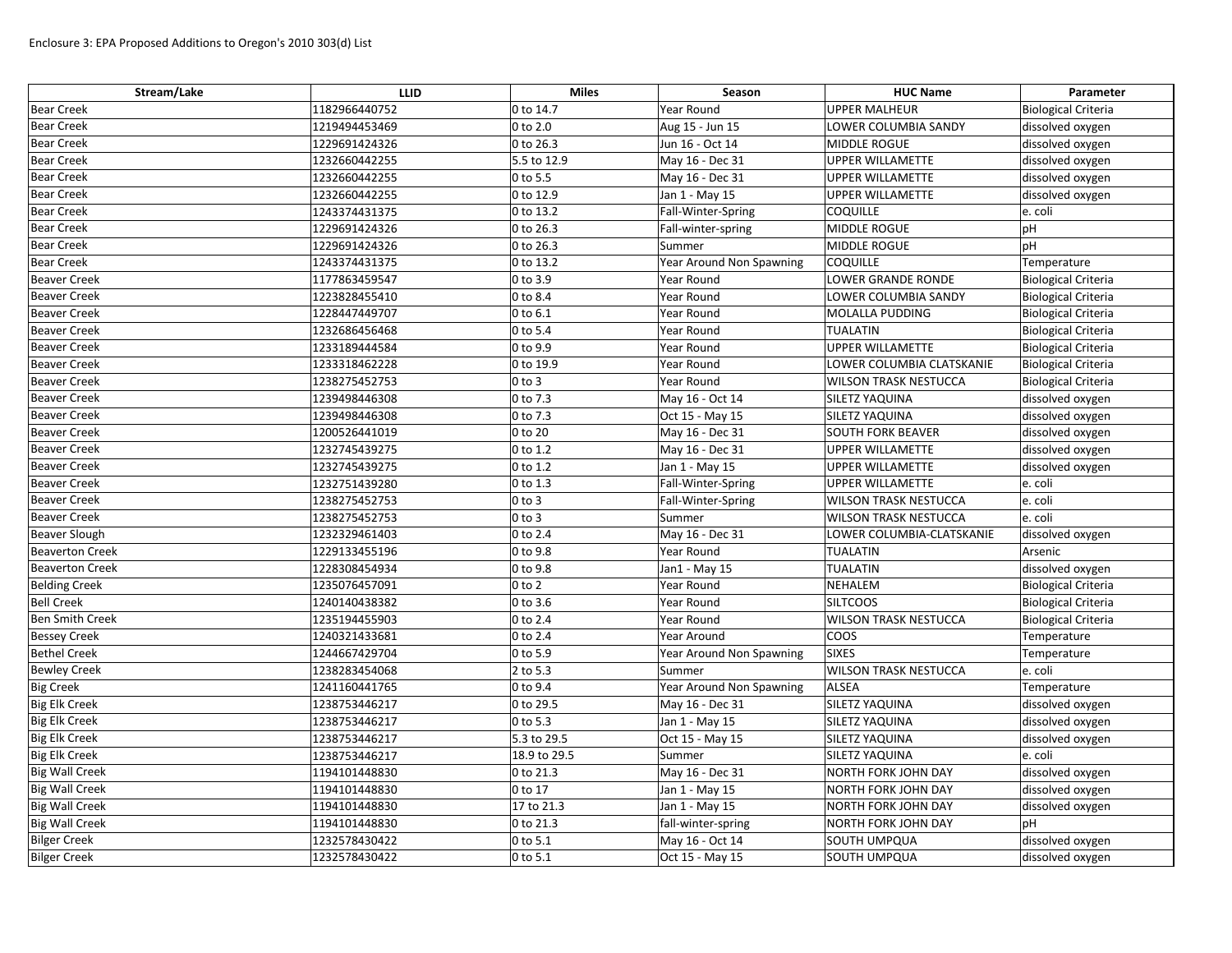Enclosure 3: EPA Proposed Additions to Oregon's 2010 303(d) List

| Stream/Lake | LLID | Miles | Season | HUC Name | Parameter |
|---|---|---|---|---|---|
| Bear Creek | 1182966440752 | 0 to 14.7 | Year Round | UPPER MALHEUR | Biological Criteria |
| Bear Creek | 1219494453469 | 0 to 2.0 | Aug 15 - Jun 15 | LOWER COLUMBIA SANDY | dissolved oxygen |
| Bear Creek | 1229691424326 | 0 to 26.3 | Jun 16 - Oct 14 | MIDDLE ROGUE | dissolved oxygen |
| Bear Creek | 1232660442255 | 5.5 to 12.9 | May 16 - Dec 31 | UPPER WILLAMETTE | dissolved oxygen |
| Bear Creek | 1232660442255 | 0 to 5.5 | May 16 - Dec 31 | UPPER WILLAMETTE | dissolved oxygen |
| Bear Creek | 1232660442255 | 0 to 12.9 | Jan 1 - May 15 | UPPER WILLAMETTE | dissolved oxygen |
| Bear Creek | 1243374431375 | 0 to 13.2 | Fall-Winter-Spring | COQUILLE | e. coli |
| Bear Creek | 1229691424326 | 0 to 26.3 | Fall-winter-spring | MIDDLE ROGUE | pH |
| Bear Creek | 1229691424326 | 0 to 26.3 | Summer | MIDDLE ROGUE | pH |
| Bear Creek | 1243374431375 | 0 to 13.2 | Year Around Non Spawning | COQUILLE | Temperature |
| Beaver Creek | 1177863459547 | 0 to 3.9 | Year Round | LOWER GRANDE RONDE | Biological Criteria |
| Beaver Creek | 1223828455410 | 0 to 8.4 | Year Round | LOWER COLUMBIA SANDY | Biological Criteria |
| Beaver Creek | 1228447449707 | 0 to 6.1 | Year Round | MOLALLA PUDDING | Biological Criteria |
| Beaver Creek | 1232686456468 | 0 to 5.4 | Year Round | TUALATIN | Biological Criteria |
| Beaver Creek | 1233189444584 | 0 to 9.9 | Year Round | UPPER WILLAMETTE | Biological Criteria |
| Beaver Creek | 1233318462228 | 0 to 19.9 | Year Round | LOWER COLUMBIA CLATSKANIE | Biological Criteria |
| Beaver Creek | 1238275452753 | 0 to 3 | Year Round | WILSON TRASK NESTUCCA | Biological Criteria |
| Beaver Creek | 1239498446308 | 0 to 7.3 | May 16 - Oct 14 | SILETZ YAQUINA | dissolved oxygen |
| Beaver Creek | 1239498446308 | 0 to 7.3 | Oct 15 - May 15 | SILETZ YAQUINA | dissolved oxygen |
| Beaver Creek | 1200526441019 | 0 to 20 | May 16 - Dec 31 | SOUTH FORK BEAVER | dissolved oxygen |
| Beaver Creek | 1232745439275 | 0 to 1.2 | May 16 - Dec 31 | UPPER WILLAMETTE | dissolved oxygen |
| Beaver Creek | 1232745439275 | 0 to 1.2 | Jan 1 - May 15 | UPPER WILLAMETTE | dissolved oxygen |
| Beaver Creek | 1232751439280 | 0 to 1.3 | Fall-Winter-Spring | UPPER WILLAMETTE | e. coli |
| Beaver Creek | 1238275452753 | 0 to 3 | Fall-Winter-Spring | WILSON TRASK NESTUCCA | e. coli |
| Beaver Creek | 1238275452753 | 0 to 3 | Summer | WILSON TRASK NESTUCCA | e. coli |
| Beaver Slough | 1232329461403 | 0 to 2.4 | May 16 - Dec 31 | LOWER COLUMBIA-CLATSKANIE | dissolved oxygen |
| Beaverton Creek | 1229133455196 | 0 to 9.8 | Year Round | TUALATIN | Arsenic |
| Beaverton Creek | 1228308454934 | 0 to 9.8 | Jan1 - May 15 | TUALATIN | dissolved oxygen |
| Belding Creek | 1235076457091 | 0 to 2 | Year Round | NEHALEM | Biological Criteria |
| Bell Creek | 1240140438382 | 0 to 3.6 | Year Round | SILTCOOS | Biological Criteria |
| Ben Smith Creek | 1235194455903 | 0 to 2.4 | Year Round | WILSON TRASK NESTUCCA | Biological Criteria |
| Bessey Creek | 1240321433681 | 0 to 2.4 | Year Around | COOS | Temperature |
| Bethel Creek | 1244667429704 | 0 to 5.9 | Year Around Non Spawning | SIXES | Temperature |
| Bewley Creek | 1238283454068 | 2 to 5.3 | Summer | WILSON TRASK NESTUCCA | e. coli |
| Big Creek | 1241160441765 | 0 to 9.4 | Year Around Non Spawning | ALSEA | Temperature |
| Big Elk Creek | 1238753446217 | 0 to 29.5 | May 16 - Dec 31 | SILETZ YAQUINA | dissolved oxygen |
| Big Elk Creek | 1238753446217 | 0 to 5.3 | Jan 1 - May 15 | SILETZ YAQUINA | dissolved oxygen |
| Big Elk Creek | 1238753446217 | 5.3 to 29.5 | Oct 15 - May 15 | SILETZ YAQUINA | dissolved oxygen |
| Big Elk Creek | 1238753446217 | 18.9 to 29.5 | Summer | SILETZ YAQUINA | e. coli |
| Big Wall Creek | 1194101448830 | 0 to 21.3 | May 16 - Dec 31 | NORTH FORK JOHN DAY | dissolved oxygen |
| Big Wall Creek | 1194101448830 | 0 to 17 | Jan 1 - May 15 | NORTH FORK JOHN DAY | dissolved oxygen |
| Big Wall Creek | 1194101448830 | 17 to 21.3 | Jan 1 - May 15 | NORTH FORK JOHN DAY | dissolved oxygen |
| Big Wall Creek | 1194101448830 | 0 to 21.3 | fall-winter-spring | NORTH FORK JOHN DAY | pH |
| Bilger Creek | 1232578430422 | 0 to 5.1 | May 16 - Oct 14 | SOUTH UMPQUA | dissolved oxygen |
| Bilger Creek | 1232578430422 | 0 to 5.1 | Oct 15 - May 15 | SOUTH UMPQUA | dissolved oxygen |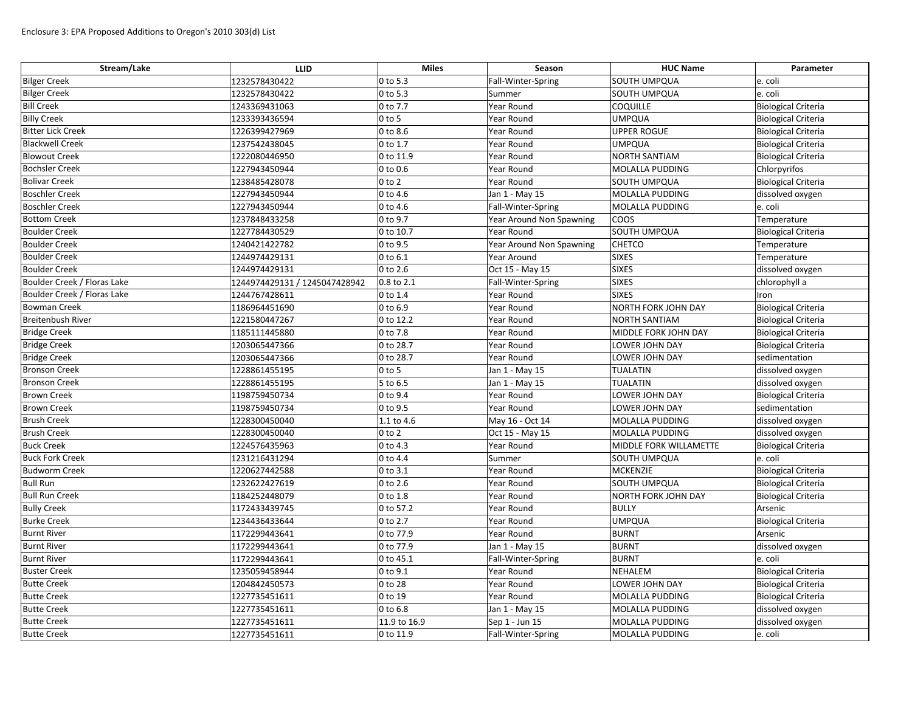Enclosure 3: EPA Proposed Additions to Oregon's 2010 303(d) List

| Stream/Lake | LLID | Miles | Season | HUC Name | Parameter |
|---|---|---|---|---|---|
| Bilger Creek | 1232578430422 | 0 to 5.3 | Fall-Winter-Spring | SOUTH UMPQUA | e. coli |
| Bilger Creek | 1232578430422 | 0 to 5.3 | Summer | SOUTH UMPQUA | e. coli |
| Bill Creek | 1243369431063 | 0 to 7.7 | Year Round | COQUILLE | Biological Criteria |
| Billy Creek | 1233393436594 | 0 to 5 | Year Round | UMPQUA | Biological Criteria |
| Bitter Lick Creek | 1226399427969 | 0 to 8.6 | Year Round | UPPER ROGUE | Biological Criteria |
| Blackwell Creek | 1237542438045 | 0 to 1.7 | Year Round | UMPQUA | Biological Criteria |
| Blowout Creek | 1222080446950 | 0 to 11.9 | Year Round | NORTH SANTIAM | Biological Criteria |
| Bochsler Creek | 1227943450944 | 0 to 0.6 | Year Round | MOLALLA PUDDING | Chlorpyrifos |
| Bolivar Creek | 1238485428078 | 0 to 2 | Year Round | SOUTH UMPQUA | Biological Criteria |
| Boschler Creek | 1227943450944 | 0 to 4.6 | Jan 1 - May 15 | MOLALLA PUDDING | dissolved oxygen |
| Boschler Creek | 1227943450944 | 0 to 4.6 | Fall-Winter-Spring | MOLALLA PUDDING | e. coli |
| Bottom Creek | 1237848433258 | 0 to 9.7 | Year Around Non Spawning | COOS | Temperature |
| Boulder Creek | 1227784430529 | 0 to 10.7 | Year Round | SOUTH UMPQUA | Biological Criteria |
| Boulder Creek | 1240421422782 | 0 to 9.5 | Year Around Non Spawning | CHETCO | Temperature |
| Boulder Creek | 1244974429131 | 0 to 6.1 | Year Around | SIXES | Temperature |
| Boulder Creek | 1244974429131 | 0 to 2.6 | Oct 15 - May 15 | SIXES | dissolved oxygen |
| Boulder Creek / Floras Lake | 1244974429131 / 1245047428942 | 0.8 to 2.1 | Fall-Winter-Spring | SIXES | chlorophyll a |
| Boulder Creek / Floras Lake | 1244767428611 | 0 to 1.4 | Year Round | SIXES | Iron |
| Bowman Creek | 1186964451690 | 0 to 6.9 | Year Round | NORTH FORK JOHN DAY | Biological Criteria |
| Breitenbush River | 1221580447267 | 0 to 12.2 | Year Round | NORTH SANTIAM | Biological Criteria |
| Bridge Creek | 1185111445880 | 0 to 7.8 | Year Round | MIDDLE FORK JOHN DAY | Biological Criteria |
| Bridge Creek | 1203065447366 | 0 to 28.7 | Year Round | LOWER JOHN DAY | Biological Criteria |
| Bridge Creek | 1203065447366 | 0 to 28.7 | Year Round | LOWER JOHN DAY | sedimentation |
| Bronson Creek | 1228861455195 | 0 to 5 | Jan 1 - May 15 | TUALATIN | dissolved oxygen |
| Bronson Creek | 1228861455195 | 5 to 6.5 | Jan 1 - May 15 | TUALATIN | dissolved oxygen |
| Brown Creek | 1198759450734 | 0 to 9.4 | Year Round | LOWER JOHN DAY | Biological Criteria |
| Brown Creek | 1198759450734 | 0 to 9.5 | Year Round | LOWER JOHN DAY | sedimentation |
| Brush Creek | 1228300450040 | 1.1 to 4.6 | May 16 - Oct 14 | MOLALLA PUDDING | dissolved oxygen |
| Brush Creek | 1228300450040 | 0 to 2 | Oct 15 - May 15 | MOLALLA PUDDING | dissolved oxygen |
| Buck Creek | 1224576435963 | 0 to 4.3 | Year Round | MIDDLE FORK WILLAMETTE | Biological Criteria |
| Buck Fork Creek | 1231216431294 | 0 to 4.4 | Summer | SOUTH UMPQUA | e. coli |
| Budworm Creek | 1220627442588 | 0 to 3.1 | Year Round | MCKENZIE | Biological Criteria |
| Bull Run | 1232622427619 | 0 to 2.6 | Year Round | SOUTH UMPQUA | Biological Criteria |
| Bull Run Creek | 1184252448079 | 0 to 1.8 | Year Round | NORTH FORK JOHN DAY | Biological Criteria |
| Bully Creek | 1172433439745 | 0 to 57.2 | Year Round | BULLY | Arsenic |
| Burke Creek | 1234436433644 | 0 to 2.7 | Year Round | UMPQUA | Biological Criteria |
| Burnt River | 1172299443641 | 0 to 77.9 | Year Round | BURNT | Arsenic |
| Burnt River | 1172299443641 | 0 to 77.9 | Jan 1 - May 15 | BURNT | dissolved oxygen |
| Burnt River | 1172299443641 | 0 to 45.1 | Fall-Winter-Spring | BURNT | e. coli |
| Buster Creek | 1235059458944 | 0 to 9.1 | Year Round | NEHALEM | Biological Criteria |
| Butte Creek | 1204842450573 | 0 to 28 | Year Round | LOWER JOHN DAY | Biological Criteria |
| Butte Creek | 1227735451611 | 0 to 19 | Year Round | MOLALLA PUDDING | Biological Criteria |
| Butte Creek | 1227735451611 | 0 to 6.8 | Jan 1 - May 15 | MOLALLA PUDDING | dissolved oxygen |
| Butte Creek | 1227735451611 | 11.9 to 16.9 | Sep 1 - Jun 15 | MOLALLA PUDDING | dissolved oxygen |
| Butte Creek | 1227735451611 | 0 to 11.9 | Fall-Winter-Spring | MOLALLA PUDDING | e. coli |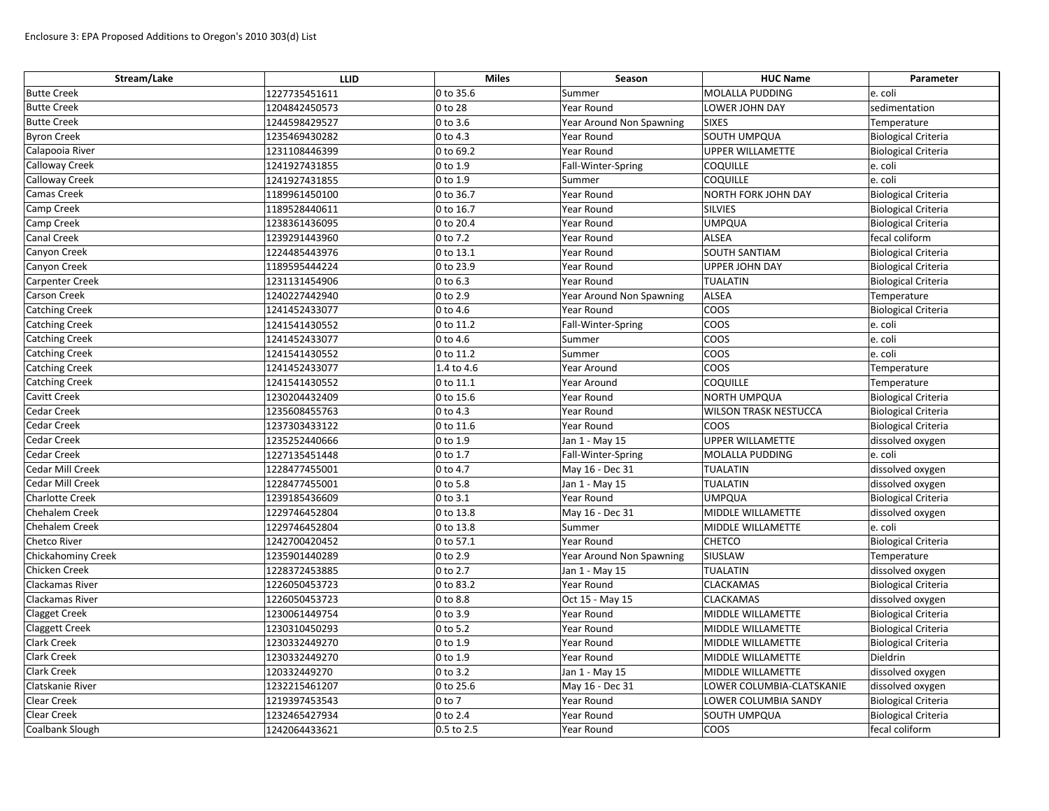Enclosure 3: EPA Proposed Additions to Oregon's 2010 303(d) List

| Stream/Lake | LLID | Miles | Season | HUC Name | Parameter |
|---|---|---|---|---|---|
| Butte Creek | 1227735451611 | 0 to 35.6 | Summer | MOLALLA PUDDING | e. coli |
| Butte Creek | 1204842450573 | 0 to 28 | Year Round | LOWER JOHN DAY | sedimentation |
| Butte Creek | 1244598429527 | 0 to 3.6 | Year Around Non Spawning | SIXES | Temperature |
| Byron Creek | 1235469430282 | 0 to 4.3 | Year Round | SOUTH UMPQUA | Biological Criteria |
| Calapooia River | 1231108446399 | 0 to 69.2 | Year Round | UPPER WILLAMETTE | Biological Criteria |
| Calloway Creek | 1241927431855 | 0 to 1.9 | Fall-Winter-Spring | COQUILLE | e. coli |
| Calloway Creek | 1241927431855 | 0 to 1.9 | Summer | COQUILLE | e. coli |
| Camas Creek | 1189961450100 | 0 to 36.7 | Year Round | NORTH FORK JOHN DAY | Biological Criteria |
| Camp Creek | 1189528440611 | 0 to 16.7 | Year Round | SILVIES | Biological Criteria |
| Camp Creek | 1238361436095 | 0 to 20.4 | Year Round | UMPQUA | Biological Criteria |
| Canal Creek | 1239291443960 | 0 to 7.2 | Year Round | ALSEA | fecal coliform |
| Canyon Creek | 1224485443976 | 0 to 13.1 | Year Round | SOUTH SANTIAM | Biological Criteria |
| Canyon Creek | 1189595444224 | 0 to 23.9 | Year Round | UPPER JOHN DAY | Biological Criteria |
| Carpenter Creek | 1231131454906 | 0 to 6.3 | Year Round | TUALATIN | Biological Criteria |
| Carson Creek | 1240227442940 | 0 to 2.9 | Year Around Non Spawning | ALSEA | Temperature |
| Catching Creek | 1241452433077 | 0 to 4.6 | Year Round | COOS | Biological Criteria |
| Catching Creek | 1241541430552 | 0 to 11.2 | Fall-Winter-Spring | COOS | e. coli |
| Catching Creek | 1241452433077 | 0 to 4.6 | Summer | COOS | e. coli |
| Catching Creek | 1241541430552 | 0 to 11.2 | Summer | COOS | e. coli |
| Catching Creek | 1241452433077 | 1.4 to 4.6 | Year Around | COOS | Temperature |
| Catching Creek | 1241541430552 | 0 to 11.1 | Year Around | COQUILLE | Temperature |
| Cavitt Creek | 1230204432409 | 0 to 15.6 | Year Round | NORTH UMPQUA | Biological Criteria |
| Cedar Creek | 1235608455763 | 0 to 4.3 | Year Round | WILSON TRASK NESTUCCA | Biological Criteria |
| Cedar Creek | 1237303433122 | 0 to 11.6 | Year Round | COOS | Biological Criteria |
| Cedar Creek | 1235252440666 | 0 to 1.9 | Jan 1 - May 15 | UPPER WILLAMETTE | dissolved oxygen |
| Cedar Creek | 1227135451448 | 0 to 1.7 | Fall-Winter-Spring | MOLALLA PUDDING | e. coli |
| Cedar Mill Creek | 1228477455001 | 0 to 4.7 | May 16 - Dec 31 | TUALATIN | dissolved oxygen |
| Cedar Mill Creek | 1228477455001 | 0 to 5.8 | Jan 1 - May 15 | TUALATIN | dissolved oxygen |
| Charlotte Creek | 1239185436609 | 0 to 3.1 | Year Round | UMPQUA | Biological Criteria |
| Chehalem Creek | 1229746452804 | 0 to 13.8 | May 16 - Dec 31 | MIDDLE WILLAMETTE | dissolved oxygen |
| Chehalem Creek | 1229746452804 | 0 to 13.8 | Summer | MIDDLE WILLAMETTE | e. coli |
| Chetco River | 1242700420452 | 0 to 57.1 | Year Round | CHETCO | Biological Criteria |
| Chickahominy Creek | 1235901440289 | 0 to 2.9 | Year Around Non Spawning | SIUSLAW | Temperature |
| Chicken Creek | 1228372453885 | 0 to 2.7 | Jan 1 - May 15 | TUALATIN | dissolved oxygen |
| Clackamas River | 1226050453723 | 0 to 83.2 | Year Round | CLACKAMAS | Biological Criteria |
| Clackamas River | 1226050453723 | 0 to 8.8 | Oct 15 - May 15 | CLACKAMAS | dissolved oxygen |
| Clagget Creek | 1230061449754 | 0 to 3.9 | Year Round | MIDDLE WILLAMETTE | Biological Criteria |
| Claggett Creek | 1230310450293 | 0 to 5.2 | Year Round | MIDDLE WILLAMETTE | Biological Criteria |
| Clark Creek | 1230332449270 | 0 to 1.9 | Year Round | MIDDLE WILLAMETTE | Biological Criteria |
| Clark Creek | 1230332449270 | 0 to 1.9 | Year Round | MIDDLE WILLAMETTE | Dieldrin |
| Clark Creek | 120332449270 | 0 to 3.2 | Jan 1 - May 15 | MIDDLE WILLAMETTE | dissolved oxygen |
| Clatskanie River | 1232215461207 | 0 to 25.6 | May 16 - Dec 31 | LOWER COLUMBIA-CLATSKANIE | dissolved oxygen |
| Clear Creek | 1219397453543 | 0 to 7 | Year Round | LOWER COLUMBIA SANDY | Biological Criteria |
| Clear Creek | 1232465427934 | 0 to 2.4 | Year Round | SOUTH UMPQUA | Biological Criteria |
| Coalbank Slough | 1242064433621 | 0.5 to 2.5 | Year Round | COOS | fecal coliform |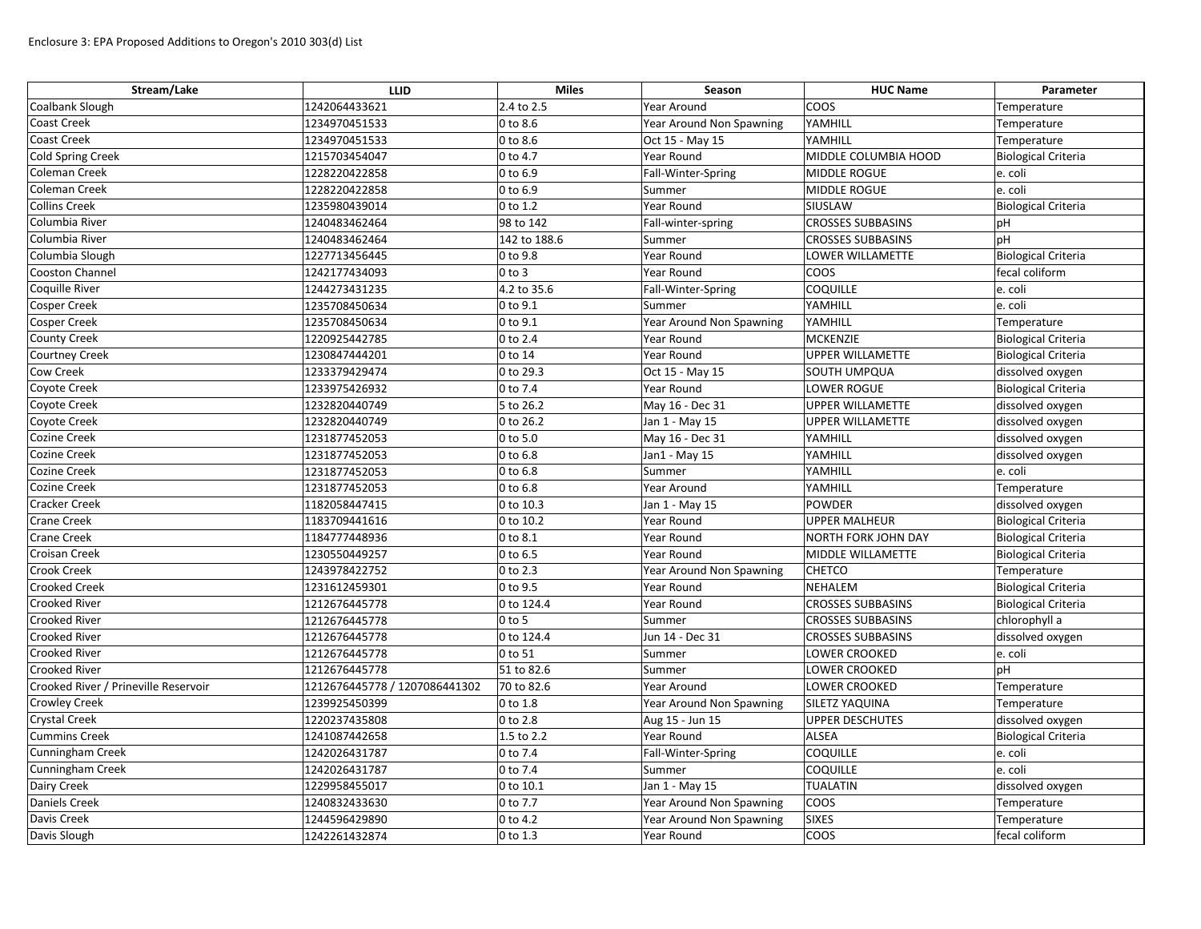Enclosure 3: EPA Proposed Additions to Oregon's 2010 303(d) List

| Stream/Lake | LLID | Miles | Season | HUC Name | Parameter |
|---|---|---|---|---|---|
| Coalbank Slough | 1242064433621 | 2.4 to 2.5 | Year Around | COOS | Temperature |
| Coast Creek | 1234970451533 | 0 to 8.6 | Year Around Non Spawning | YAMHILL | Temperature |
| Coast Creek | 1234970451533 | 0 to 8.6 | Oct 15 - May 15 | YAMHILL | Temperature |
| Cold Spring Creek | 1215703454047 | 0 to 4.7 | Year Round | MIDDLE COLUMBIA HOOD | Biological Criteria |
| Coleman Creek | 1228220422858 | 0 to 6.9 | Fall-Winter-Spring | MIDDLE ROGUE | e. coli |
| Coleman Creek | 1228220422858 | 0 to 6.9 | Summer | MIDDLE ROGUE | e. coli |
| Collins Creek | 1235980439014 | 0 to 1.2 | Year Round | SIUSLAW | Biological Criteria |
| Columbia River | 1240483462464 | 98 to 142 | Fall-winter-spring | CROSSES SUBBASINS | pH |
| Columbia River | 1240483462464 | 142 to 188.6 | Summer | CROSSES SUBBASINS | pH |
| Columbia Slough | 1227713456445 | 0 to 9.8 | Year Round | LOWER WILLAMETTE | Biological Criteria |
| Cooston Channel | 1242177434093 | 0 to 3 | Year Round | COOS | fecal coliform |
| Coquille River | 1244273431235 | 4.2 to 35.6 | Fall-Winter-Spring | COQUILLE | e. coli |
| Cosper Creek | 1235708450634 | 0 to 9.1 | Summer | YAMHILL | e. coli |
| Cosper Creek | 1235708450634 | 0 to 9.1 | Year Around Non Spawning | YAMHILL | Temperature |
| County Creek | 1220925442785 | 0 to 2.4 | Year Round | MCKENZIE | Biological Criteria |
| Courtney Creek | 1230847444201 | 0 to 14 | Year Round | UPPER WILLAMETTE | Biological Criteria |
| Cow Creek | 1233379429474 | 0 to 29.3 | Oct 15 - May 15 | SOUTH UMPQUA | dissolved oxygen |
| Coyote Creek | 1233975426932 | 0 to 7.4 | Year Round | LOWER ROGUE | Biological Criteria |
| Coyote Creek | 1232820440749 | 5 to 26.2 | May 16 - Dec 31 | UPPER WILLAMETTE | dissolved oxygen |
| Coyote Creek | 1232820440749 | 0 to 26.2 | Jan 1 - May 15 | UPPER WILLAMETTE | dissolved oxygen |
| Cozine Creek | 1231877452053 | 0 to 5.0 | May 16 - Dec 31 | YAMHILL | dissolved oxygen |
| Cozine Creek | 1231877452053 | 0 to 6.8 | Jan1 - May 15 | YAMHILL | dissolved oxygen |
| Cozine Creek | 1231877452053 | 0 to 6.8 | Summer | YAMHILL | e. coli |
| Cozine Creek | 1231877452053 | 0 to 6.8 | Year Around | YAMHILL | Temperature |
| Cracker Creek | 1182058447415 | 0 to 10.3 | Jan 1 - May 15 | POWDER | dissolved oxygen |
| Crane Creek | 1183709441616 | 0 to 10.2 | Year Round | UPPER MALHEUR | Biological Criteria |
| Crane Creek | 1184777448936 | 0 to 8.1 | Year Round | NORTH FORK JOHN DAY | Biological Criteria |
| Croisan Creek | 1230550449257 | 0 to 6.5 | Year Round | MIDDLE WILLAMETTE | Biological Criteria |
| Crook Creek | 1243978422752 | 0 to 2.3 | Year Around Non Spawning | CHETCO | Temperature |
| Crooked Creek | 1231612459301 | 0 to 9.5 | Year Round | NEHALEM | Biological Criteria |
| Crooked River | 1212676445778 | 0 to 124.4 | Year Round | CROSSES SUBBASINS | Biological Criteria |
| Crooked River | 1212676445778 | 0 to 5 | Summer | CROSSES SUBBASINS | chlorophyll a |
| Crooked River | 1212676445778 | 0 to 124.4 | Jun 14 - Dec 31 | CROSSES SUBBASINS | dissolved oxygen |
| Crooked River | 1212676445778 | 0 to 51 | Summer | LOWER CROOKED | e. coli |
| Crooked River | 1212676445778 | 51 to 82.6 | Summer | LOWER CROOKED | pH |
| Crooked River / Prineville Reservoir | 1212676445778 / 1207086441302 | 70 to 82.6 | Year Around | LOWER CROOKED | Temperature |
| Crowley Creek | 1239925450399 | 0 to 1.8 | Year Around Non Spawning | SILETZ YAQUINA | Temperature |
| Crystal Creek | 1220237435808 | 0 to 2.8 | Aug 15 - Jun 15 | UPPER DESCHUTES | dissolved oxygen |
| Cummins Creek | 1241087442658 | 1.5 to 2.2 | Year Round | ALSEA | Biological Criteria |
| Cunningham Creek | 1242026431787 | 0 to 7.4 | Fall-Winter-Spring | COQUILLE | e. coli |
| Cunningham Creek | 1242026431787 | 0 to 7.4 | Summer | COQUILLE | e. coli |
| Dairy Creek | 1229958455017 | 0 to 10.1 | Jan 1 - May 15 | TUALATIN | dissolved oxygen |
| Daniels Creek | 1240832433630 | 0 to 7.7 | Year Around Non Spawning | COOS | Temperature |
| Davis Creek | 1244596429890 | 0 to 4.2 | Year Around Non Spawning | SIXES | Temperature |
| Davis Slough | 1242261432874 | 0 to 1.3 | Year Round | COOS | fecal coliform |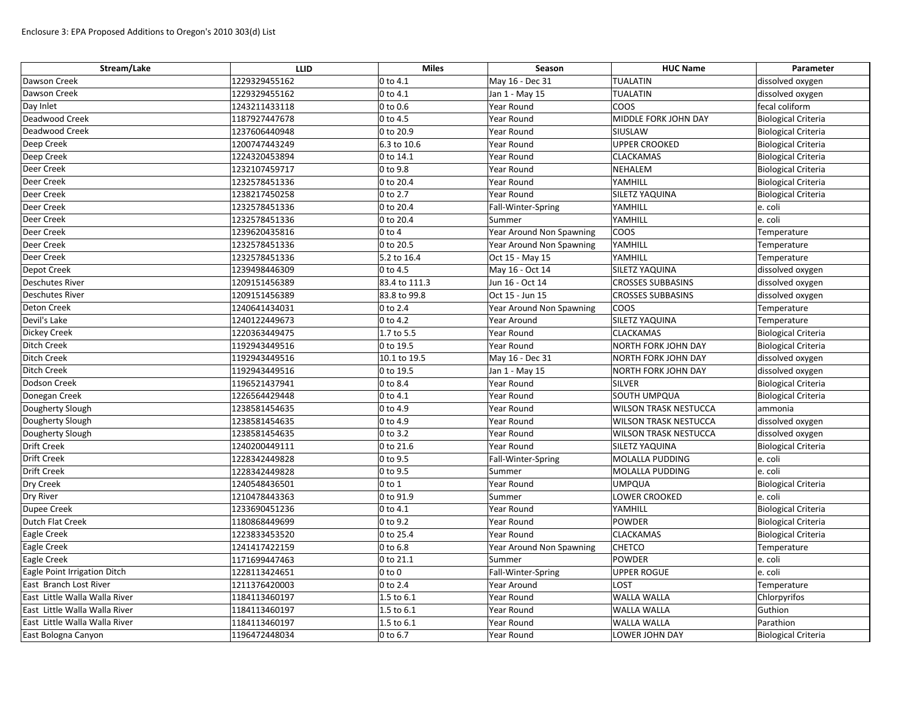Enclosure 3: EPA Proposed Additions to Oregon's 2010 303(d) List

| Stream/Lake | LLID | Miles | Season | HUC Name | Parameter |
|---|---|---|---|---|---|
| Dawson Creek | 1229329455162 | 0 to 4.1 | May 16 - Dec 31 | TUALATIN | dissolved oxygen |
| Dawson Creek | 1229329455162 | 0 to 4.1 | Jan 1 - May 15 | TUALATIN | dissolved oxygen |
| Day Inlet | 1243211433118 | 0 to 0.6 | Year Round | COOS | fecal coliform |
| Deadwood Creek | 1187927447678 | 0 to 4.5 | Year Round | MIDDLE FORK JOHN DAY | Biological Criteria |
| Deadwood Creek | 1237606440948 | 0 to 20.9 | Year Round | SIUSLAW | Biological Criteria |
| Deep Creek | 1200747443249 | 6.3 to 10.6 | Year Round | UPPER CROOKED | Biological Criteria |
| Deep Creek | 1224320453894 | 0 to 14.1 | Year Round | CLACKAMAS | Biological Criteria |
| Deer Creek | 1232107459717 | 0 to 9.8 | Year Round | NEHALEM | Biological Criteria |
| Deer Creek | 1232578451336 | 0 to 20.4 | Year Round | YAMHILL | Biological Criteria |
| Deer Creek | 1238217450258 | 0 to 2.7 | Year Round | SILETZ YAQUINA | Biological Criteria |
| Deer Creek | 1232578451336 | 0 to 20.4 | Fall-Winter-Spring | YAMHILL | e. coli |
| Deer Creek | 1232578451336 | 0 to 20.4 | Summer | YAMHILL | e. coli |
| Deer Creek | 1239620435816 | 0 to 4 | Year Around Non Spawning | COOS | Temperature |
| Deer Creek | 1232578451336 | 0 to 20.5 | Year Around Non Spawning | YAMHILL | Temperature |
| Deer Creek | 1232578451336 | 5.2 to 16.4 | Oct 15 - May 15 | YAMHILL | Temperature |
| Depot Creek | 1239498446309 | 0 to 4.5 | May 16 - Oct 14 | SILETZ YAQUINA | dissolved oxygen |
| Deschutes River | 1209151456389 | 83.4 to 111.3 | Jun 16 - Oct 14 | CROSSES SUBBASINS | dissolved oxygen |
| Deschutes River | 1209151456389 | 83.8 to 99.8 | Oct 15 - Jun 15 | CROSSES SUBBASINS | dissolved oxygen |
| Deton Creek | 1240641434031 | 0 to 2.4 | Year Around Non Spawning | COOS | Temperature |
| Devil's Lake | 1240122449673 | 0 to 4.2 | Year Around | SILETZ YAQUINA | Temperature |
| Dickey Creek | 1220363449475 | 1.7 to 5.5 | Year Round | CLACKAMAS | Biological Criteria |
| Ditch Creek | 1192943449516 | 0 to 19.5 | Year Round | NORTH FORK JOHN DAY | Biological Criteria |
| Ditch Creek | 1192943449516 | 10.1 to 19.5 | May 16 - Dec 31 | NORTH FORK JOHN DAY | dissolved oxygen |
| Ditch Creek | 1192943449516 | 0 to 19.5 | Jan 1 - May 15 | NORTH FORK JOHN DAY | dissolved oxygen |
| Dodson Creek | 1196521437941 | 0 to 8.4 | Year Round | SILVER | Biological Criteria |
| Donegan Creek | 1226564429448 | 0 to 4.1 | Year Round | SOUTH UMPQUA | Biological Criteria |
| Dougherty Slough | 1238581454635 | 0 to 4.9 | Year Round | WILSON TRASK NESTUCCA | ammonia |
| Dougherty Slough | 1238581454635 | 0 to 4.9 | Year Round | WILSON TRASK NESTUCCA | dissolved oxygen |
| Dougherty Slough | 1238581454635 | 0 to 3.2 | Year Round | WILSON TRASK NESTUCCA | dissolved oxygen |
| Drift Creek | 1240200449111 | 0 to 21.6 | Year Round | SILETZ YAQUINA | Biological Criteria |
| Drift Creek | 1228342449828 | 0 to 9.5 | Fall-Winter-Spring | MOLALLA PUDDING | e. coli |
| Drift Creek | 1228342449828 | 0 to 9.5 | Summer | MOLALLA PUDDING | e. coli |
| Dry Creek | 1240548436501 | 0 to 1 | Year Round | UMPQUA | Biological Criteria |
| Dry River | 1210478443363 | 0 to 91.9 | Summer | LOWER CROOKED | e. coli |
| Dupee Creek | 1233690451236 | 0 to 4.1 | Year Round | YAMHILL | Biological Criteria |
| Dutch Flat Creek | 1180868449699 | 0 to 9.2 | Year Round | POWDER | Biological Criteria |
| Eagle Creek | 1223833453520 | 0 to 25.4 | Year Round | CLACKAMAS | Biological Criteria |
| Eagle Creek | 1241417422159 | 0 to 6.8 | Year Around Non Spawning | CHETCO | Temperature |
| Eagle Creek | 1171699447463 | 0 to 21.1 | Summer | POWDER | e. coli |
| Eagle Point Irrigation Ditch | 1228113424651 | 0 to 0 | Fall-Winter-Spring | UPPER ROGUE | e. coli |
| East Branch Lost River | 1211376420003 | 0 to 2.4 | Year Around | LOST | Temperature |
| East Little Walla Walla River | 1184113460197 | 1.5 to 6.1 | Year Round | WALLA WALLA | Chlorpyrifos |
| East Little Walla Walla River | 1184113460197 | 1.5 to 6.1 | Year Round | WALLA WALLA | Guthion |
| East Little Walla Walla River | 1184113460197 | 1.5 to 6.1 | Year Round | WALLA WALLA | Parathion |
| East Bologna Canyon | 1196472448034 | 0 to 6.7 | Year Round | LOWER JOHN DAY | Biological Criteria |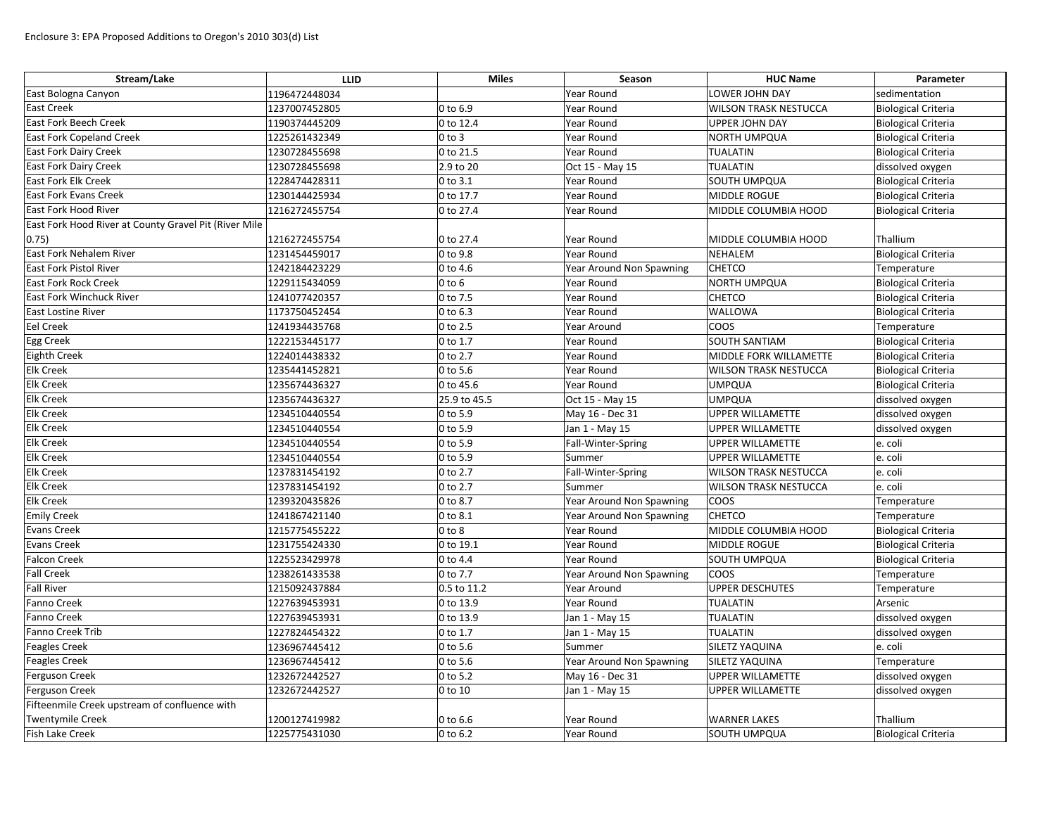Enclosure 3: EPA Proposed Additions to Oregon's 2010 303(d) List

| Stream/Lake | LLID | Miles | Season | HUC Name | Parameter |
|---|---|---|---|---|---|
| East Bologna Canyon | 1196472448034 | | Year Round | LOWER JOHN DAY | sedimentation |
| East Creek | 1237007452805 | 0 to 6.9 | Year Round | WILSON TRASK NESTUCCA | Biological Criteria |
| East Fork Beech Creek | 1190374445209 | 0 to 12.4 | Year Round | UPPER JOHN DAY | Biological Criteria |
| East Fork Copeland Creek | 1225261432349 | 0 to 3 | Year Round | NORTH UMPQUA | Biological Criteria |
| East Fork Dairy Creek | 1230728455698 | 0 to 21.5 | Year Round | TUALATIN | Biological Criteria |
| East Fork Dairy Creek | 1230728455698 | 2.9 to 20 | Oct 15 - May 15 | TUALATIN | dissolved oxygen |
| East Fork Elk Creek | 1228474428311 | 0 to 3.1 | Year Round | SOUTH UMPQUA | Biological Criteria |
| East Fork Evans Creek | 1230144425934 | 0 to 17.7 | Year Round | MIDDLE ROGUE | Biological Criteria |
| East Fork Hood River | 1216272455754 | 0 to 27.4 | Year Round | MIDDLE COLUMBIA HOOD | Biological Criteria |
| East Fork Hood River at County Gravel Pit (River Mile 0.75) | 1216272455754 | 0 to 27.4 | Year Round | MIDDLE COLUMBIA HOOD | Thallium |
| East Fork Nehalem River | 1231454459017 | 0 to 9.8 | Year Round | NEHALEM | Biological Criteria |
| East Fork Pistol River | 1242184423229 | 0 to 4.6 | Year Around Non Spawning | CHETCO | Temperature |
| East Fork Rock Creek | 1229115434059 | 0 to 6 | Year Round | NORTH UMPQUA | Biological Criteria |
| East Fork Winchuck River | 1241077420357 | 0 to 7.5 | Year Round | CHETCO | Biological Criteria |
| East Lostine River | 1173750452454 | 0 to 6.3 | Year Round | WALLOWA | Biological Criteria |
| Eel Creek | 1241934435768 | 0 to 2.5 | Year Around | COOS | Temperature |
| Egg Creek | 1222153445177 | 0 to 1.7 | Year Round | SOUTH SANTIAM | Biological Criteria |
| Eighth Creek | 1224014438332 | 0 to 2.7 | Year Round | MIDDLE FORK WILLAMETTE | Biological Criteria |
| Elk Creek | 1235441452821 | 0 to 5.6 | Year Round | WILSON TRASK NESTUCCA | Biological Criteria |
| Elk Creek | 1235674436327 | 0 to 45.6 | Year Round | UMPQUA | Biological Criteria |
| Elk Creek | 1235674436327 | 25.9 to 45.5 | Oct 15 - May 15 | UMPQUA | dissolved oxygen |
| Elk Creek | 1234510440554 | 0 to 5.9 | May 16 - Dec 31 | UPPER WILLAMETTE | dissolved oxygen |
| Elk Creek | 1234510440554 | 0 to 5.9 | Jan 1 - May 15 | UPPER WILLAMETTE | dissolved oxygen |
| Elk Creek | 1234510440554 | 0 to 5.9 | Fall-Winter-Spring | UPPER WILLAMETTE | e. coli |
| Elk Creek | 1234510440554 | 0 to 5.9 | Summer | UPPER WILLAMETTE | e. coli |
| Elk Creek | 1237831454192 | 0 to 2.7 | Fall-Winter-Spring | WILSON TRASK NESTUCCA | e. coli |
| Elk Creek | 1237831454192 | 0 to 2.7 | Summer | WILSON TRASK NESTUCCA | e. coli |
| Elk Creek | 1239320435826 | 0 to 8.7 | Year Around Non Spawning | COOS | Temperature |
| Emily Creek | 1241867421140 | 0 to 8.1 | Year Around Non Spawning | CHETCO | Temperature |
| Evans Creek | 1215775455222 | 0 to 8 | Year Round | MIDDLE COLUMBIA HOOD | Biological Criteria |
| Evans Creek | 1231755424330 | 0 to 19.1 | Year Round | MIDDLE ROGUE | Biological Criteria |
| Falcon Creek | 1225523429978 | 0 to 4.4 | Year Round | SOUTH UMPQUA | Biological Criteria |
| Fall Creek | 1238261433538 | 0 to 7.7 | Year Around Non Spawning | COOS | Temperature |
| Fall River | 1215092437884 | 0.5 to 11.2 | Year Around | UPPER DESCHUTES | Temperature |
| Fanno Creek | 1227639453931 | 0 to 13.9 | Year Round | TUALATIN | Arsenic |
| Fanno Creek | 1227639453931 | 0 to 13.9 | Jan 1 - May 15 | TUALATIN | dissolved oxygen |
| Fanno Creek Trib | 1227824454322 | 0 to 1.7 | Jan 1 - May 15 | TUALATIN | dissolved oxygen |
| Feagles Creek | 1236967445412 | 0 to 5.6 | Summer | SILETZ YAQUINA | e. coli |
| Feagles Creek | 1236967445412 | 0 to 5.6 | Year Around Non Spawning | SILETZ YAQUINA | Temperature |
| Ferguson Creek | 1232672442527 | 0 to 5.2 | May 16 - Dec 31 | UPPER WILLAMETTE | dissolved oxygen |
| Ferguson Creek | 1232672442527 | 0 to 10 | Jan 1 - May 15 | UPPER WILLAMETTE | dissolved oxygen |
| Fifteenmile Creek upstream of confluence with Twentymile Creek | 1200127419982 | 0 to 6.6 | Year Round | WARNER LAKES | Thallium |
| Fish Lake Creek | 1225775431030 | 0 to 6.2 | Year Round | SOUTH UMPQUA | Biological Criteria |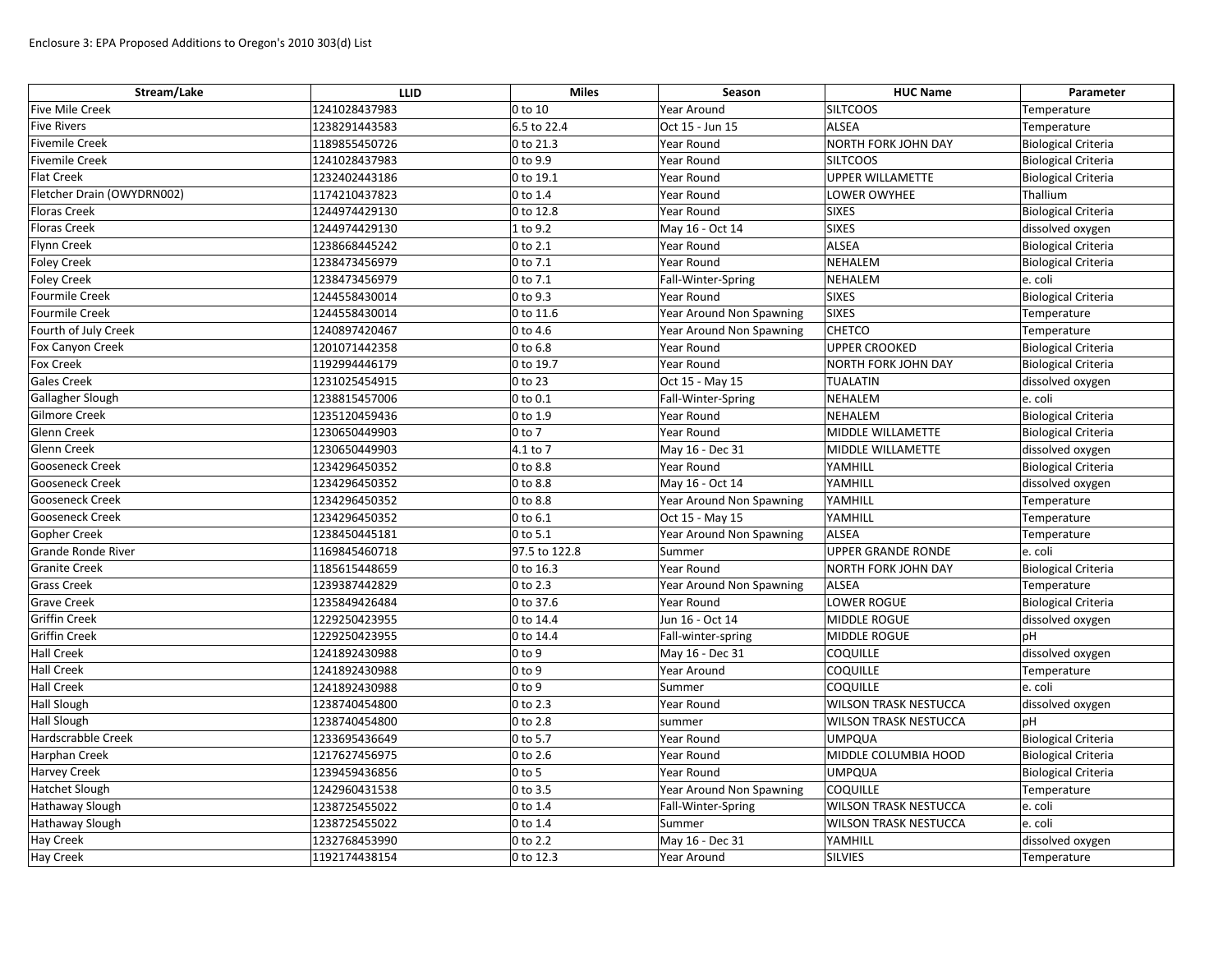Enclosure 3: EPA Proposed Additions to Oregon's 2010 303(d) List

| Stream/Lake | LLID | Miles | Season | HUC Name | Parameter |
|---|---|---|---|---|---|
| Five Mile Creek | 1241028437983 | 0 to 10 | Year Around | SILTCOOS | Temperature |
| Five Rivers | 1238291443583 | 6.5 to 22.4 | Oct 15 - Jun 15 | ALSEA | Temperature |
| Fivemile Creek | 1189855450726 | 0 to 21.3 | Year Round | NORTH FORK JOHN DAY | Biological Criteria |
| Fivemile Creek | 1241028437983 | 0 to 9.9 | Year Round | SILTCOOS | Biological Criteria |
| Flat Creek | 1232402443186 | 0 to 19.1 | Year Round | UPPER WILLAMETTE | Biological Criteria |
| Fletcher Drain (OWYDRN002) | 1174210437823 | 0 to 1.4 | Year Round | LOWER OWYHEE | Thallium |
| Floras Creek | 1244974429130 | 0 to 12.8 | Year Round | SIXES | Biological Criteria |
| Floras Creek | 1244974429130 | 1 to 9.2 | May 16 - Oct 14 | SIXES | dissolved oxygen |
| Flynn Creek | 1238668445242 | 0 to 2.1 | Year Round | ALSEA | Biological Criteria |
| Foley Creek | 1238473456979 | 0 to 7.1 | Year Round | NEHALEM | Biological Criteria |
| Foley Creek | 1238473456979 | 0 to 7.1 | Fall-Winter-Spring | NEHALEM | e. coli |
| Fourmile Creek | 1244558430014 | 0 to 9.3 | Year Round | SIXES | Biological Criteria |
| Fourmile Creek | 1244558430014 | 0 to 11.6 | Year Around Non Spawning | SIXES | Temperature |
| Fourth of July Creek | 1240897420467 | 0 to 4.6 | Year Around Non Spawning | CHETCO | Temperature |
| Fox Canyon Creek | 1201071442358 | 0 to 6.8 | Year Round | UPPER CROOKED | Biological Criteria |
| Fox Creek | 1192994446179 | 0 to 19.7 | Year Round | NORTH FORK JOHN DAY | Biological Criteria |
| Gales Creek | 1231025454915 | 0 to 23 | Oct 15 - May 15 | TUALATIN | dissolved oxygen |
| Gallagher Slough | 1238815457006 | 0 to 0.1 | Fall-Winter-Spring | NEHALEM | e. coli |
| Gilmore Creek | 1235120459436 | 0 to 1.9 | Year Round | NEHALEM | Biological Criteria |
| Glenn Creek | 1230650449903 | 0 to 7 | Year Round | MIDDLE WILLAMETTE | Biological Criteria |
| Glenn Creek | 1230650449903 | 4.1 to 7 | May 16 - Dec 31 | MIDDLE WILLAMETTE | dissolved oxygen |
| Gooseneck Creek | 1234296450352 | 0 to 8.8 | Year Round | YAMHILL | Biological Criteria |
| Gooseneck Creek | 1234296450352 | 0 to 8.8 | May 16 - Oct 14 | YAMHILL | dissolved oxygen |
| Gooseneck Creek | 1234296450352 | 0 to 8.8 | Year Around Non Spawning | YAMHILL | Temperature |
| Gooseneck Creek | 1234296450352 | 0 to 6.1 | Oct 15 - May 15 | YAMHILL | Temperature |
| Gopher Creek | 1238450445181 | 0 to 5.1 | Year Around Non Spawning | ALSEA | Temperature |
| Grande Ronde River | 1169845460718 | 97.5 to 122.8 | Summer | UPPER GRANDE RONDE | e. coli |
| Granite Creek | 1185615448659 | 0 to 16.3 | Year Round | NORTH FORK JOHN DAY | Biological Criteria |
| Grass Creek | 1239387442829 | 0 to 2.3 | Year Around Non Spawning | ALSEA | Temperature |
| Grave Creek | 1235849426484 | 0 to 37.6 | Year Round | LOWER ROGUE | Biological Criteria |
| Griffin Creek | 1229250423955 | 0 to 14.4 | Jun 16 - Oct 14 | MIDDLE ROGUE | dissolved oxygen |
| Griffin Creek | 1229250423955 | 0 to 14.4 | Fall-winter-spring | MIDDLE ROGUE | pH |
| Hall Creek | 1241892430988 | 0 to 9 | May 16 - Dec 31 | COQUILLE | dissolved oxygen |
| Hall Creek | 1241892430988 | 0 to 9 | Year Around | COQUILLE | Temperature |
| Hall Creek | 1241892430988 | 0 to 9 | Summer | COQUILLE | e. coli |
| Hall Slough | 1238740454800 | 0 to 2.3 | Year Round | WILSON TRASK NESTUCCA | dissolved oxygen |
| Hall Slough | 1238740454800 | 0 to 2.8 | summer | WILSON TRASK NESTUCCA | pH |
| Hardscrabble Creek | 1233695436649 | 0 to 5.7 | Year Round | UMPQUA | Biological Criteria |
| Harphan Creek | 1217627456975 | 0 to 2.6 | Year Round | MIDDLE COLUMBIA HOOD | Biological Criteria |
| Harvey Creek | 1239459436856 | 0 to 5 | Year Round | UMPQUA | Biological Criteria |
| Hatchet Slough | 1242960431538 | 0 to 3.5 | Year Around Non Spawning | COQUILLE | Temperature |
| Hathaway Slough | 1238725455022 | 0 to 1.4 | Fall-Winter-Spring | WILSON TRASK NESTUCCA | e. coli |
| Hathaway Slough | 1238725455022 | 0 to 1.4 | Summer | WILSON TRASK NESTUCCA | e. coli |
| Hay Creek | 1232768453990 | 0 to 2.2 | May 16 - Dec 31 | YAMHILL | dissolved oxygen |
| Hay Creek | 1192174438154 | 0 to 12.3 | Year Around | SILVIES | Temperature |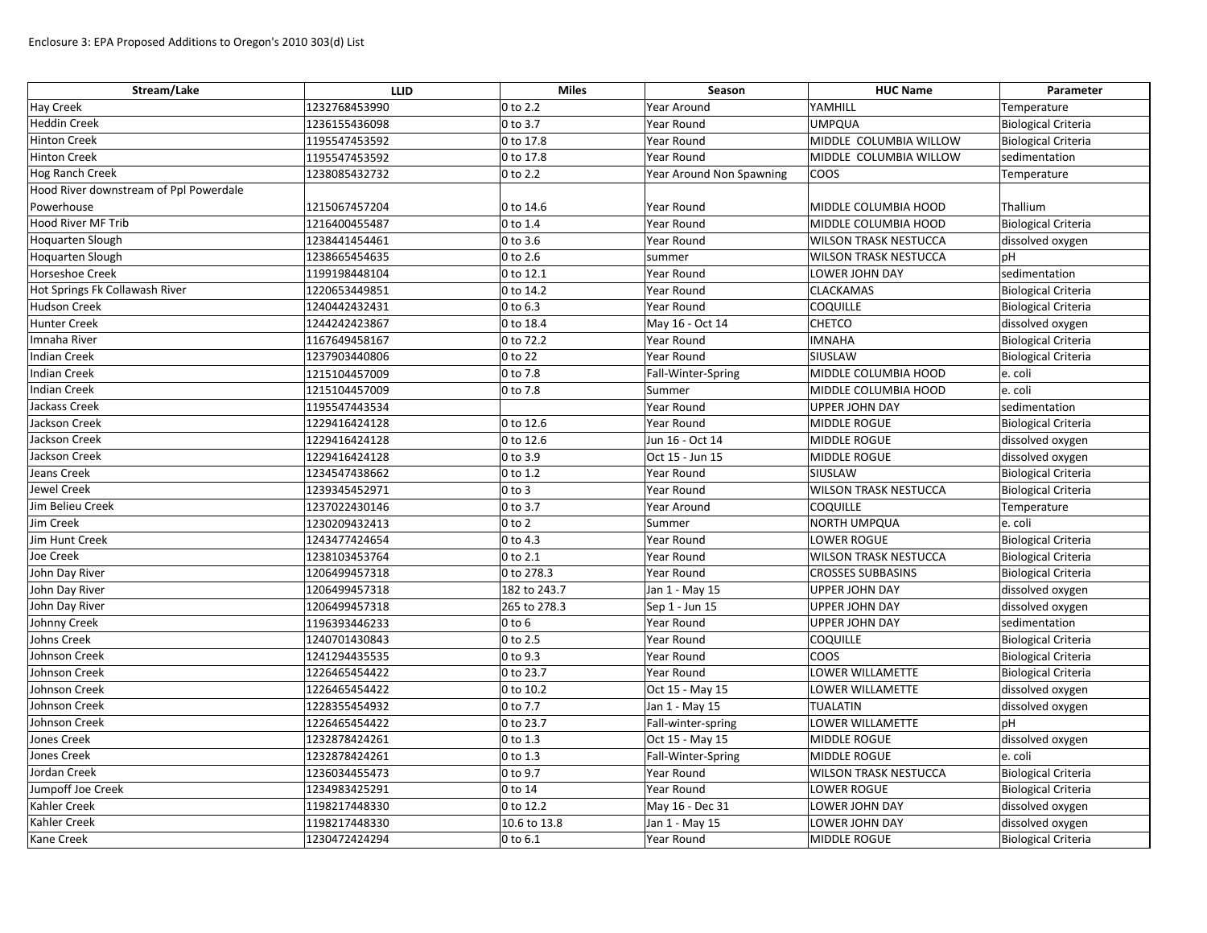Enclosure 3: EPA Proposed Additions to Oregon's 2010 303(d) List

| Stream/Lake | LLID | Miles | Season | HUC Name | Parameter |
|---|---|---|---|---|---|
| Hay Creek | 1232768453990 | 0 to 2.2 | Year Around | YAMHILL | Temperature |
| Heddin Creek | 1236155436098 | 0 to 3.7 | Year Round | UMPQUA | Biological Criteria |
| Hinton Creek | 1195547453592 | 0 to 17.8 | Year Round | MIDDLE COLUMBIA WILLOW | Biological Criteria |
| Hinton Creek | 1195547453592 | 0 to 17.8 | Year Round | MIDDLE COLUMBIA WILLOW | sedimentation |
| Hog Ranch Creek | 1238085432732 | 0 to 2.2 | Year Around Non Spawning | COOS | Temperature |
| Hood River downstream of Ppl Powerdale Powerhouse | 1215067457204 | 0 to 14.6 | Year Round | MIDDLE COLUMBIA HOOD | Thallium |
| Hood River MF Trib | 1216400455487 | 0 to 1.4 | Year Round | MIDDLE COLUMBIA HOOD | Biological Criteria |
| Hoquarten Slough | 1238441454461 | 0 to 3.6 | Year Round | WILSON TRASK NESTUCCA | dissolved oxygen |
| Hoquarten Slough | 1238665454635 | 0 to 2.6 | summer | WILSON TRASK NESTUCCA | pH |
| Horseshoe Creek | 1199198448104 | 0 to 12.1 | Year Round | LOWER JOHN DAY | sedimentation |
| Hot Springs Fk Collawash River | 1220653449851 | 0 to 14.2 | Year Round | CLACKAMAS | Biological Criteria |
| Hudson Creek | 1240442432431 | 0 to 6.3 | Year Round | COQUILLE | Biological Criteria |
| Hunter Creek | 1244242423867 | 0 to 18.4 | May 16 - Oct 14 | CHETCO | dissolved oxygen |
| Imnaha River | 1167649458167 | 0 to 72.2 | Year Round | IMNAHA | Biological Criteria |
| Indian Creek | 1237903440806 | 0 to 22 | Year Round | SIUSLAW | Biological Criteria |
| Indian Creek | 1215104457009 | 0 to 7.8 | Fall-Winter-Spring | MIDDLE COLUMBIA HOOD | e. coli |
| Indian Creek | 1215104457009 | 0 to 7.8 | Summer | MIDDLE COLUMBIA HOOD | e. coli |
| Jackass Creek | 1195547443534 | | Year Round | UPPER JOHN DAY | sedimentation |
| Jackson Creek | 1229416424128 | 0 to 12.6 | Year Round | MIDDLE ROGUE | Biological Criteria |
| Jackson Creek | 1229416424128 | 0 to 12.6 | Jun 16 - Oct 14 | MIDDLE ROGUE | dissolved oxygen |
| Jackson Creek | 1229416424128 | 0 to 3.9 | Oct 15 - Jun 15 | MIDDLE ROGUE | dissolved oxygen |
| Jeans Creek | 1234547438662 | 0 to 1.2 | Year Round | SIUSLAW | Biological Criteria |
| Jewel Creek | 1239345452971 | 0 to 3 | Year Round | WILSON TRASK NESTUCCA | Biological Criteria |
| Jim Belieu Creek | 1237022430146 | 0 to 3.7 | Year Around | COQUILLE | Temperature |
| Jim Creek | 1230209432413 | 0 to 2 | Summer | NORTH UMPQUA | e. coli |
| Jim Hunt Creek | 1243477424654 | 0 to 4.3 | Year Round | LOWER ROGUE | Biological Criteria |
| Joe Creek | 1238103453764 | 0 to 2.1 | Year Round | WILSON TRASK NESTUCCA | Biological Criteria |
| John Day River | 1206499457318 | 0 to 278.3 | Year Round | CROSSES SUBBASINS | Biological Criteria |
| John Day River | 1206499457318 | 182 to 243.7 | Jan 1 - May 15 | UPPER JOHN DAY | dissolved oxygen |
| John Day River | 1206499457318 | 265 to 278.3 | Sep 1 - Jun 15 | UPPER JOHN DAY | dissolved oxygen |
| Johnny Creek | 1196393446233 | 0 to 6 | Year Round | UPPER JOHN DAY | sedimentation |
| Johns Creek | 1240701430843 | 0 to 2.5 | Year Round | COQUILLE | Biological Criteria |
| Johnson Creek | 1241294435535 | 0 to 9.3 | Year Round | COOS | Biological Criteria |
| Johnson Creek | 1226465454422 | 0 to 23.7 | Year Round | LOWER WILLAMETTE | Biological Criteria |
| Johnson Creek | 1226465454422 | 0 to 10.2 | Oct 15 - May 15 | LOWER WILLAMETTE | dissolved oxygen |
| Johnson Creek | 1228355454932 | 0 to 7.7 | Jan 1 - May 15 | TUALATIN | dissolved oxygen |
| Johnson Creek | 1226465454422 | 0 to 23.7 | Fall-winter-spring | LOWER WILLAMETTE | pH |
| Jones Creek | 1232878424261 | 0 to 1.3 | Oct 15 - May 15 | MIDDLE ROGUE | dissolved oxygen |
| Jones Creek | 1232878424261 | 0 to 1.3 | Fall-Winter-Spring | MIDDLE ROGUE | e. coli |
| Jordan Creek | 1236034455473 | 0 to 9.7 | Year Round | WILSON TRASK NESTUCCA | Biological Criteria |
| Jumpoff Joe Creek | 1234983425291 | 0 to 14 | Year Round | LOWER ROGUE | Biological Criteria |
| Kahler Creek | 1198217448330 | 0 to 12.2 | May 16 - Dec 31 | LOWER JOHN DAY | dissolved oxygen |
| Kahler Creek | 1198217448330 | 10.6 to 13.8 | Jan 1 - May 15 | LOWER JOHN DAY | dissolved oxygen |
| Kane Creek | 1230472424294 | 0 to 6.1 | Year Round | MIDDLE ROGUE | Biological Criteria |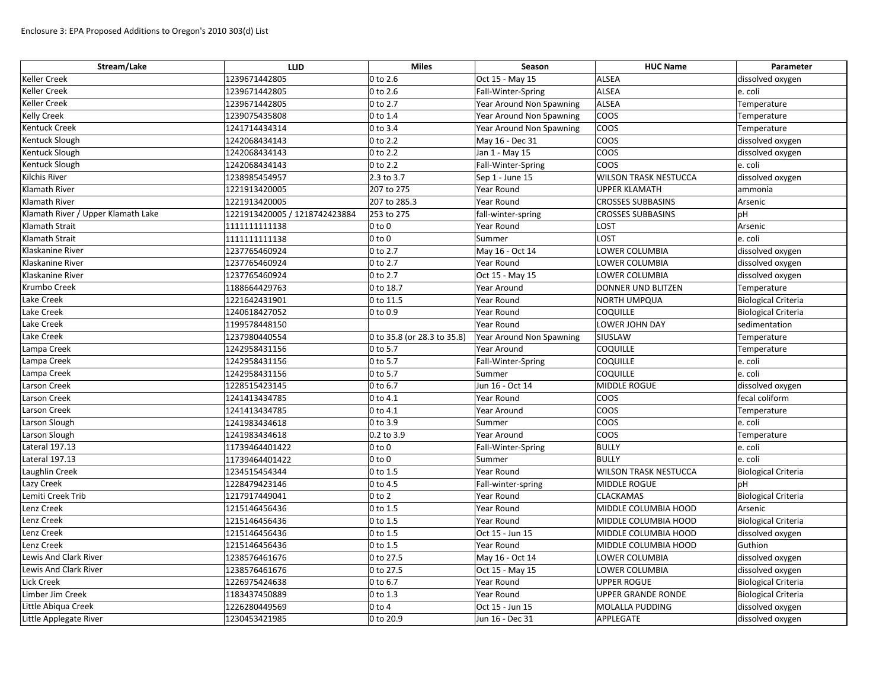Enclosure 3: EPA Proposed Additions to Oregon's 2010 303(d) List

| Stream/Lake | LLID | Miles | Season | HUC Name | Parameter |
|---|---|---|---|---|---|
| Keller Creek | 1239671442805 | 0 to 2.6 | Oct 15 - May 15 | ALSEA | dissolved oxygen |
| Keller Creek | 1239671442805 | 0 to 2.6 | Fall-Winter-Spring | ALSEA | e. coli |
| Keller Creek | 1239671442805 | 0 to 2.7 | Year Around Non Spawning | ALSEA | Temperature |
| Kelly Creek | 1239075435808 | 0 to 1.4 | Year Around Non Spawning | COOS | Temperature |
| Kentuck Creek | 1241714434314 | 0 to 3.4 | Year Around Non Spawning | COOS | Temperature |
| Kentuck Slough | 1242068434143 | 0 to 2.2 | May 16 - Dec 31 | COOS | dissolved oxygen |
| Kentuck Slough | 1242068434143 | 0 to 2.2 | Jan 1 - May 15 | COOS | dissolved oxygen |
| Kentuck Slough | 1242068434143 | 0 to 2.2 | Fall-Winter-Spring | COOS | e. coli |
| Kilchis River | 1238985454957 | 2.3 to 3.7 | Sep 1 - June 15 | WILSON TRASK NESTUCCA | dissolved oxygen |
| Klamath River | 1221913420005 | 207 to 275 | Year Round | UPPER KLAMATH | ammonia |
| Klamath River | 1221913420005 | 207 to 285.3 | Year Round | CROSSES SUBBASINS | Arsenic |
| Klamath River / Upper Klamath Lake | 1221913420005 / 1218742423884 | 253 to 275 | fall-winter-spring | CROSSES SUBBASINS | pH |
| Klamath Strait | 1111111111138 | 0 to 0 | Year Round | LOST | Arsenic |
| Klamath Strait | 1111111111138 | 0 to 0 | Summer | LOST | e. coli |
| Klaskanine River | 1237765460924 | 0 to 2.7 | May 16 - Oct 14 | LOWER COLUMBIA | dissolved oxygen |
| Klaskanine River | 1237765460924 | 0 to 2.7 | Year Round | LOWER COLUMBIA | dissolved oxygen |
| Klaskanine River | 1237765460924 | 0 to 2.7 | Oct 15 - May 15 | LOWER COLUMBIA | dissolved oxygen |
| Krumbo Creek | 1188664429763 | 0 to 18.7 | Year Around | DONNER UND BLITZEN | Temperature |
| Lake Creek | 1221642431901 | 0 to 11.5 | Year Round | NORTH UMPQUA | Biological Criteria |
| Lake Creek | 1240618427052 | 0 to 0.9 | Year Round | COQUILLE | Biological Criteria |
| Lake Creek | 1199578448150 | | Year Round | LOWER JOHN DAY | sedimentation |
| Lake Creek | 1237980440554 | 0 to 35.8 (or 28.3 to 35.8) | Year Around Non Spawning | SIUSLAW | Temperature |
| Lampa Creek | 1242958431156 | 0 to 5.7 | Year Around | COQUILLE | Temperature |
| Lampa Creek | 1242958431156 | 0 to 5.7 | Fall-Winter-Spring | COQUILLE | e. coli |
| Lampa Creek | 1242958431156 | 0 to 5.7 | Summer | COQUILLE | e. coli |
| Larson Creek | 1228515423145 | 0 to 6.7 | Jun 16 - Oct 14 | MIDDLE ROGUE | dissolved oxygen |
| Larson Creek | 1241413434785 | 0 to 4.1 | Year Round | COOS | fecal coliform |
| Larson Creek | 1241413434785 | 0 to 4.1 | Year Around | COOS | Temperature |
| Larson Slough | 1241983434618 | 0 to 3.9 | Summer | COOS | e. coli |
| Larson Slough | 1241983434618 | 0.2 to 3.9 | Year Around | COOS | Temperature |
| Lateral 197.13 | 11739464401422 | 0 to 0 | Fall-Winter-Spring | BULLY | e. coli |
| Lateral 197.13 | 11739464401422 | 0 to 0 | Summer | BULLY | e. coli |
| Laughlin Creek | 1234515454344 | 0 to 1.5 | Year Round | WILSON TRASK NESTUCCA | Biological Criteria |
| Lazy Creek | 1228479423146 | 0 to 4.5 | Fall-winter-spring | MIDDLE ROGUE | pH |
| Lemiti Creek Trib | 1217917449041 | 0 to 2 | Year Round | CLACKAMAS | Biological Criteria |
| Lenz Creek | 1215146456436 | 0 to 1.5 | Year Round | MIDDLE COLUMBIA HOOD | Arsenic |
| Lenz Creek | 1215146456436 | 0 to 1.5 | Year Round | MIDDLE COLUMBIA HOOD | Biological Criteria |
| Lenz Creek | 1215146456436 | 0 to 1.5 | Oct 15 - Jun 15 | MIDDLE COLUMBIA HOOD | dissolved oxygen |
| Lenz Creek | 1215146456436 | 0 to 1.5 | Year Round | MIDDLE COLUMBIA HOOD | Guthion |
| Lewis And Clark River | 1238576461676 | 0 to 27.5 | May 16 - Oct 14 | LOWER COLUMBIA | dissolved oxygen |
| Lewis And Clark River | 1238576461676 | 0 to 27.5 | Oct 15 - May 15 | LOWER COLUMBIA | dissolved oxygen |
| Lick Creek | 1226975424638 | 0 to 6.7 | Year Round | UPPER ROGUE | Biological Criteria |
| Limber Jim Creek | 1183437450889 | 0 to 1.3 | Year Round | UPPER GRANDE RONDE | Biological Criteria |
| Little Abiqua Creek | 1226280449569 | 0 to 4 | Oct 15 - Jun 15 | MOLALLA PUDDING | dissolved oxygen |
| Little Applegate River | 1230453421985 | 0 to 20.9 | Jun 16 - Dec 31 | APPLEGATE | dissolved oxygen |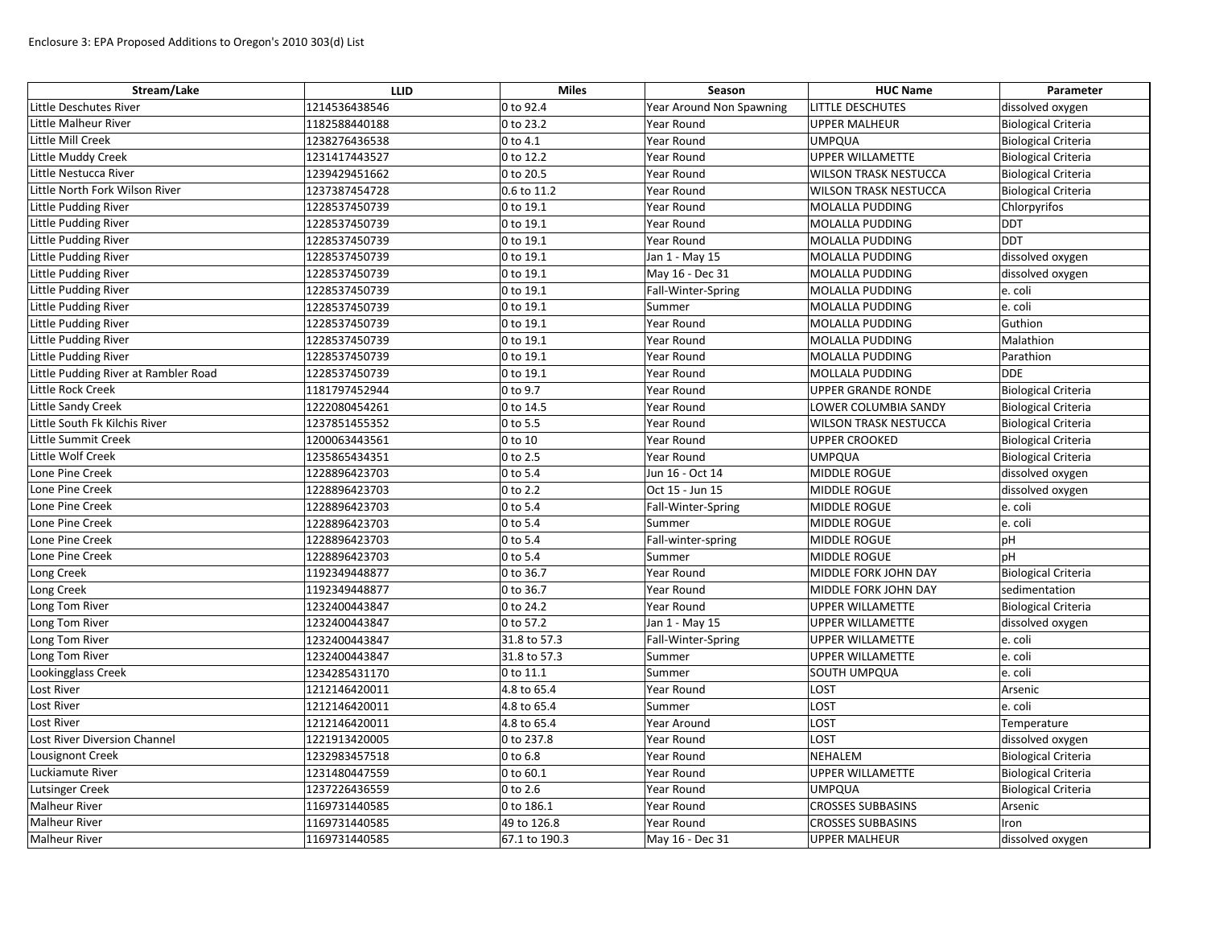Enclosure 3: EPA Proposed Additions to Oregon's 2010 303(d) List

| Stream/Lake | LLID | Miles | Season | HUC Name | Parameter |
|---|---|---|---|---|---|
| Little Deschutes River | 1214536438546 | 0 to 92.4 | Year Around Non Spawning | LITTLE DESCHUTES | dissolved oxygen |
| Little Malheur River | 1182588440188 | 0 to 23.2 | Year Round | UPPER MALHEUR | Biological Criteria |
| Little Mill Creek | 1238276436538 | 0 to 4.1 | Year Round | UMPQUA | Biological Criteria |
| Little Muddy Creek | 1231417443527 | 0 to 12.2 | Year Round | UPPER WILLAMETTE | Biological Criteria |
| Little Nestucca River | 1239429451662 | 0 to 20.5 | Year Round | WILSON TRASK NESTUCCA | Biological Criteria |
| Little North Fork Wilson River | 1237387454728 | 0.6 to 11.2 | Year Round | WILSON TRASK NESTUCCA | Biological Criteria |
| Little Pudding River | 1228537450739 | 0 to 19.1 | Year Round | MOLALLA PUDDING | Chlorpyrifos |
| Little Pudding River | 1228537450739 | 0 to 19.1 | Year Round | MOLALLA PUDDING | DDT |
| Little Pudding River | 1228537450739 | 0 to 19.1 | Year Round | MOLALLA PUDDING | DDT |
| Little Pudding River | 1228537450739 | 0 to 19.1 | Jan 1 - May 15 | MOLALLA PUDDING | dissolved oxygen |
| Little Pudding River | 1228537450739 | 0 to 19.1 | May 16 - Dec 31 | MOLALLA PUDDING | dissolved oxygen |
| Little Pudding River | 1228537450739 | 0 to 19.1 | Fall-Winter-Spring | MOLALLA PUDDING | e. coli |
| Little Pudding River | 1228537450739 | 0 to 19.1 | Summer | MOLALLA PUDDING | e. coli |
| Little Pudding River | 1228537450739 | 0 to 19.1 | Year Round | MOLALLA PUDDING | Guthion |
| Little Pudding River | 1228537450739 | 0 to 19.1 | Year Round | MOLALLA PUDDING | Malathion |
| Little Pudding River | 1228537450739 | 0 to 19.1 | Year Round | MOLALLA PUDDING | Parathion |
| Little Pudding River at Rambler Road | 1228537450739 | 0 to 19.1 | Year Round | MOLLALA PUDDING | DDE |
| Little Rock Creek | 1181797452944 | 0 to 9.7 | Year Round | UPPER GRANDE RONDE | Biological Criteria |
| Little Sandy Creek | 1222080454261 | 0 to 14.5 | Year Round | LOWER COLUMBIA SANDY | Biological Criteria |
| Little South Fk Kilchis River | 1237851455352 | 0 to 5.5 | Year Round | WILSON TRASK NESTUCCA | Biological Criteria |
| Little Summit Creek | 1200063443561 | 0 to 10 | Year Round | UPPER CROOKED | Biological Criteria |
| Little Wolf Creek | 1235865434351 | 0 to 2.5 | Year Round | UMPQUA | Biological Criteria |
| Lone Pine Creek | 1228896423703 | 0 to 5.4 | Jun 16 - Oct 14 | MIDDLE ROGUE | dissolved oxygen |
| Lone Pine Creek | 1228896423703 | 0 to 2.2 | Oct 15 - Jun 15 | MIDDLE ROGUE | dissolved oxygen |
| Lone Pine Creek | 1228896423703 | 0 to 5.4 | Fall-Winter-Spring | MIDDLE ROGUE | e. coli |
| Lone Pine Creek | 1228896423703 | 0 to 5.4 | Summer | MIDDLE ROGUE | e. coli |
| Lone Pine Creek | 1228896423703 | 0 to 5.4 | Fall-winter-spring | MIDDLE ROGUE | pH |
| Lone Pine Creek | 1228896423703 | 0 to 5.4 | Summer | MIDDLE ROGUE | pH |
| Long Creek | 1192349448877 | 0 to 36.7 | Year Round | MIDDLE FORK JOHN DAY | Biological Criteria |
| Long Creek | 1192349448877 | 0 to 36.7 | Year Round | MIDDLE FORK JOHN DAY | sedimentation |
| Long Tom River | 1232400443847 | 0 to 24.2 | Year Round | UPPER WILLAMETTE | Biological Criteria |
| Long Tom River | 1232400443847 | 0 to 57.2 | Jan 1 - May 15 | UPPER WILLAMETTE | dissolved oxygen |
| Long Tom River | 1232400443847 | 31.8 to 57.3 | Fall-Winter-Spring | UPPER WILLAMETTE | e. coli |
| Long Tom River | 1232400443847 | 31.8 to 57.3 | Summer | UPPER WILLAMETTE | e. coli |
| Lookingglass Creek | 1234285431170 | 0 to 11.1 | Summer | SOUTH UMPQUA | e. coli |
| Lost River | 1212146420011 | 4.8 to 65.4 | Year Round | LOST | Arsenic |
| Lost River | 1212146420011 | 4.8 to 65.4 | Summer | LOST | e. coli |
| Lost River | 1212146420011 | 4.8 to 65.4 | Year Around | LOST | Temperature |
| Lost River Diversion Channel | 1221913420005 | 0 to 237.8 | Year Round | LOST | dissolved oxygen |
| Lousignont Creek | 1232983457518 | 0 to 6.8 | Year Round | NEHALEM | Biological Criteria |
| Luckiamute River | 1231480447559 | 0 to 60.1 | Year Round | UPPER WILLAMETTE | Biological Criteria |
| Lutsinger Creek | 1237226436559 | 0 to 2.6 | Year Round | UMPQUA | Biological Criteria |
| Malheur River | 1169731440585 | 0 to 186.1 | Year Round | CROSSES SUBBASINS | Arsenic |
| Malheur River | 1169731440585 | 49 to 126.8 | Year Round | CROSSES SUBBASINS | Iron |
| Malheur River | 1169731440585 | 67.1 to 190.3 | May 16 - Dec 31 | UPPER MALHEUR | dissolved oxygen |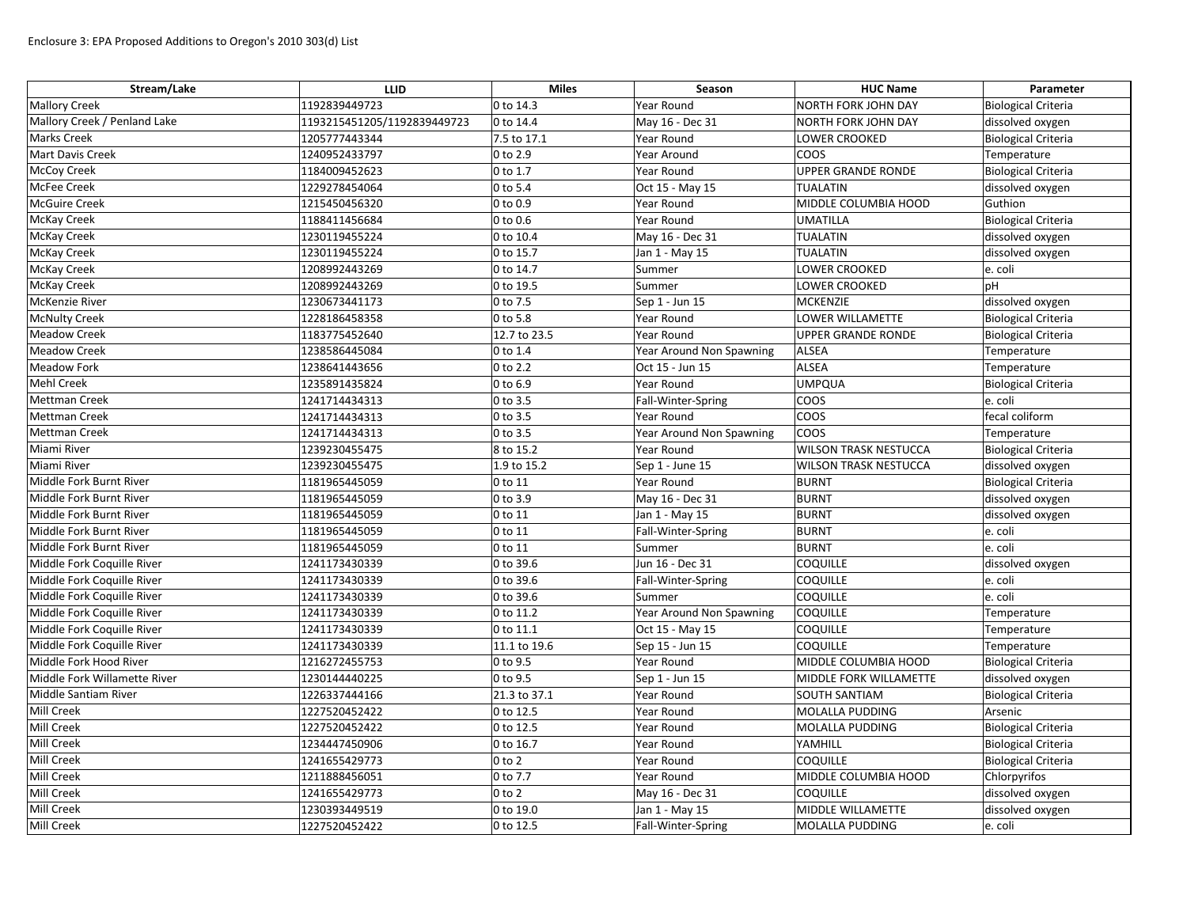Enclosure 3: EPA Proposed Additions to Oregon's 2010 303(d) List

| Stream/Lake | LLID | Miles | Season | HUC Name | Parameter |
|---|---|---|---|---|---|
| Mallory Creek | 1192839449723 | 0 to 14.3 | Year Round | NORTH FORK JOHN DAY | Biological Criteria |
| Mallory Creek / Penland Lake | 1193215451205/1192839449723 | 0 to 14.4 | May 16 - Dec 31 | NORTH FORK JOHN DAY | dissolved oxygen |
| Marks Creek | 1205777443344 | 7.5 to 17.1 | Year Round | LOWER CROOKED | Biological Criteria |
| Mart Davis Creek | 1240952433797 | 0 to 2.9 | Year Around | COOS | Temperature |
| McCoy Creek | 1184009452623 | 0 to 1.7 | Year Round | UPPER GRANDE RONDE | Biological Criteria |
| McFee Creek | 1229278454064 | 0 to 5.4 | Oct 15 - May 15 | TUALATIN | dissolved oxygen |
| McGuire Creek | 1215450456320 | 0 to 0.9 | Year Round | MIDDLE COLUMBIA HOOD | Guthion |
| McKay Creek | 1188411456684 | 0 to 0.6 | Year Round | UMATILLA | Biological Criteria |
| McKay Creek | 1230119455224 | 0 to 10.4 | May 16 - Dec 31 | TUALATIN | dissolved oxygen |
| McKay Creek | 1230119455224 | 0 to 15.7 | Jan 1 - May 15 | TUALATIN | dissolved oxygen |
| McKay Creek | 1208992443269 | 0 to 14.7 | Summer | LOWER CROOKED | e. coli |
| McKay Creek | 1208992443269 | 0 to 19.5 | Summer | LOWER CROOKED | pH |
| McKenzie River | 1230673441173 | 0 to 7.5 | Sep 1 - Jun 15 | MCKENZIE | dissolved oxygen |
| McNulty Creek | 1228186458358 | 0 to 5.8 | Year Round | LOWER WILLAMETTE | Biological Criteria |
| Meadow Creek | 1183775452640 | 12.7 to 23.5 | Year Round | UPPER GRANDE RONDE | Biological Criteria |
| Meadow Creek | 1238586445084 | 0 to 1.4 | Year Around Non Spawning | ALSEA | Temperature |
| Meadow Fork | 1238641443656 | 0 to 2.2 | Oct 15 - Jun 15 | ALSEA | Temperature |
| Mehl Creek | 1235891435824 | 0 to 6.9 | Year Round | UMPQUA | Biological Criteria |
| Mettman Creek | 1241714434313 | 0 to 3.5 | Fall-Winter-Spring | COOS | e. coli |
| Mettman Creek | 1241714434313 | 0 to 3.5 | Year Round | COOS | fecal coliform |
| Mettman Creek | 1241714434313 | 0 to 3.5 | Year Around Non Spawning | COOS | Temperature |
| Miami River | 1239230455475 | 8 to 15.2 | Year Round | WILSON TRASK NESTUCCA | Biological Criteria |
| Miami River | 1239230455475 | 1.9 to 15.2 | Sep 1 - June 15 | WILSON TRASK NESTUCCA | dissolved oxygen |
| Middle Fork Burnt River | 1181965445059 | 0 to 11 | Year Round | BURNT | Biological Criteria |
| Middle Fork Burnt River | 1181965445059 | 0 to 3.9 | May 16 - Dec 31 | BURNT | dissolved oxygen |
| Middle Fork Burnt River | 1181965445059 | 0 to 11 | Jan 1 - May 15 | BURNT | dissolved oxygen |
| Middle Fork Burnt River | 1181965445059 | 0 to 11 | Fall-Winter-Spring | BURNT | e. coli |
| Middle Fork Burnt River | 1181965445059 | 0 to 11 | Summer | BURNT | e. coli |
| Middle Fork Coquille River | 1241173430339 | 0 to 39.6 | Jun 16 - Dec 31 | COQUILLE | dissolved oxygen |
| Middle Fork Coquille River | 1241173430339 | 0 to 39.6 | Fall-Winter-Spring | COQUILLE | e. coli |
| Middle Fork Coquille River | 1241173430339 | 0 to 39.6 | Summer | COQUILLE | e. coli |
| Middle Fork Coquille River | 1241173430339 | 0 to 11.2 | Year Around Non Spawning | COQUILLE | Temperature |
| Middle Fork Coquille River | 1241173430339 | 0 to 11.1 | Oct 15 - May 15 | COQUILLE | Temperature |
| Middle Fork Coquille River | 1241173430339 | 11.1 to 19.6 | Sep 15 - Jun 15 | COQUILLE | Temperature |
| Middle Fork Hood River | 1216272455753 | 0 to 9.5 | Year Round | MIDDLE COLUMBIA HOOD | Biological Criteria |
| Middle Fork Willamette River | 1230144440225 | 0 to 9.5 | Sep 1 - Jun 15 | MIDDLE FORK WILLAMETTE | dissolved oxygen |
| Middle Santiam River | 1226337444166 | 21.3 to 37.1 | Year Round | SOUTH SANTIAM | Biological Criteria |
| Mill Creek | 1227520452422 | 0 to 12.5 | Year Round | MOLALLA PUDDING | Arsenic |
| Mill Creek | 1227520452422 | 0 to 12.5 | Year Round | MOLALLA PUDDING | Biological Criteria |
| Mill Creek | 1234447450906 | 0 to 16.7 | Year Round | YAMHILL | Biological Criteria |
| Mill Creek | 1241655429773 | 0 to 2 | Year Round | COQUILLE | Biological Criteria |
| Mill Creek | 1211888456051 | 0 to 7.7 | Year Round | MIDDLE COLUMBIA HOOD | Chlorpyrifos |
| Mill Creek | 1241655429773 | 0 to 2 | May 16 - Dec 31 | COQUILLE | dissolved oxygen |
| Mill Creek | 1230393449519 | 0 to 19.0 | Jan 1 - May 15 | MIDDLE WILLAMETTE | dissolved oxygen |
| Mill Creek | 1227520452422 | 0 to 12.5 | Fall-Winter-Spring | MOLALLA PUDDING | e. coli |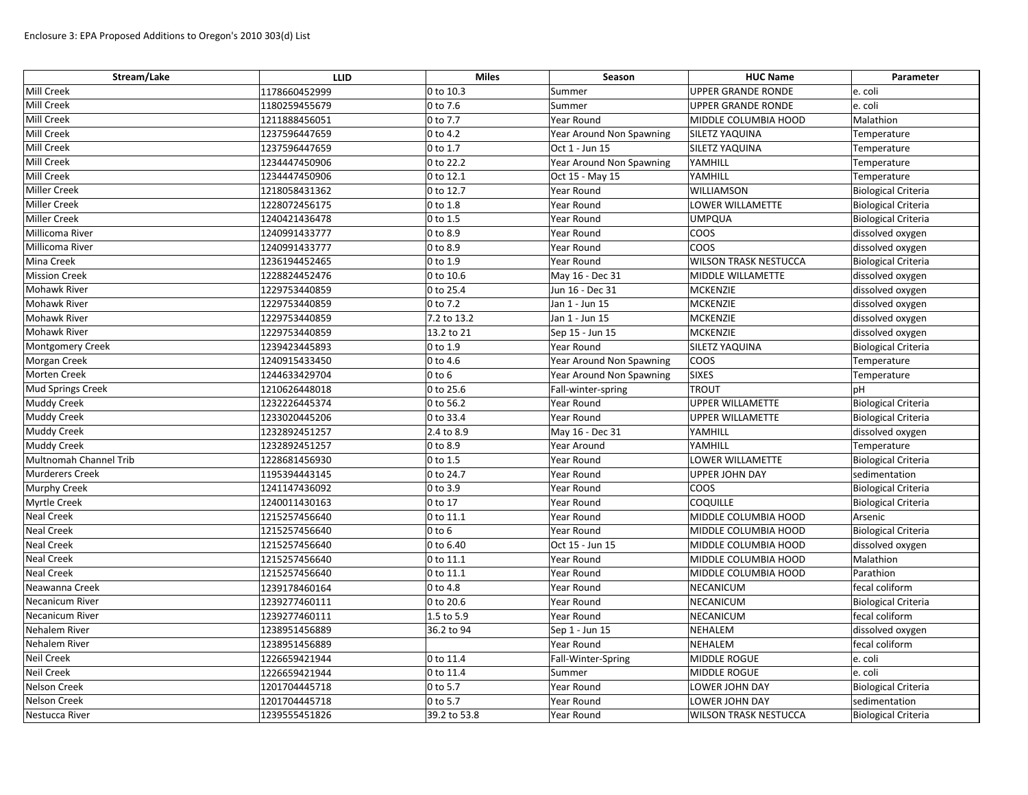Enclosure 3: EPA Proposed Additions to Oregon's 2010 303(d) List

| Stream/Lake | LLID | Miles | Season | HUC Name | Parameter |
|---|---|---|---|---|---|
| Mill Creek | 1178660452999 | 0 to 10.3 | Summer | UPPER GRANDE RONDE | e. coli |
| Mill Creek | 1180259455679 | 0 to 7.6 | Summer | UPPER GRANDE RONDE | e. coli |
| Mill Creek | 1211888456051 | 0 to 7.7 | Year Round | MIDDLE COLUMBIA HOOD | Malathion |
| Mill Creek | 1237596447659 | 0 to 4.2 | Year Around Non Spawning | SILETZ YAQUINA | Temperature |
| Mill Creek | 1237596447659 | 0 to 1.7 | Oct 1 - Jun 15 | SILETZ YAQUINA | Temperature |
| Mill Creek | 1234447450906 | 0 to 22.2 | Year Around Non Spawning | YAMHILL | Temperature |
| Mill Creek | 1234447450906 | 0 to 12.1 | Oct 15 - May 15 | YAMHILL | Temperature |
| Miller Creek | 1218058431362 | 0 to 12.7 | Year Round | WILLIAMSON | Biological Criteria |
| Miller Creek | 1228072456175 | 0 to 1.8 | Year Round | LOWER WILLAMETTE | Biological Criteria |
| Miller Creek | 1240421436478 | 0 to 1.5 | Year Round | UMPQUA | Biological Criteria |
| Millicoma River | 1240991433777 | 0 to 8.9 | Year Round | COOS | dissolved oxygen |
| Millicoma River | 1240991433777 | 0 to 8.9 | Year Round | COOS | dissolved oxygen |
| Mina Creek | 1236194452465 | 0 to 1.9 | Year Round | WILSON TRASK NESTUCCA | Biological Criteria |
| Mission Creek | 1228824452476 | 0 to 10.6 | May 16 - Dec 31 | MIDDLE WILLAMETTE | dissolved oxygen |
| Mohawk River | 1229753440859 | 0 to 25.4 | Jun 16 - Dec 31 | MCKENZIE | dissolved oxygen |
| Mohawk River | 1229753440859 | 0 to 7.2 | Jan 1 - Jun 15 | MCKENZIE | dissolved oxygen |
| Mohawk River | 1229753440859 | 7.2 to 13.2 | Jan 1 - Jun 15 | MCKENZIE | dissolved oxygen |
| Mohawk River | 1229753440859 | 13.2 to 21 | Sep 15 - Jun 15 | MCKENZIE | dissolved oxygen |
| Montgomery Creek | 1239423445893 | 0 to 1.9 | Year Round | SILETZ YAQUINA | Biological Criteria |
| Morgan Creek | 1240915433450 | 0 to 4.6 | Year Around Non Spawning | COOS | Temperature |
| Morten Creek | 1244633429704 | 0 to 6 | Year Around Non Spawning | SIXES | Temperature |
| Mud Springs Creek | 1210626448018 | 0 to 25.6 | Fall-winter-spring | TROUT | pH |
| Muddy Creek | 1232226445374 | 0 to 56.2 | Year Round | UPPER WILLAMETTE | Biological Criteria |
| Muddy Creek | 1233020445206 | 0 to 33.4 | Year Round | UPPER WILLAMETTE | Biological Criteria |
| Muddy Creek | 1232892451257 | 2.4 to 8.9 | May 16 - Dec 31 | YAMHILL | dissolved oxygen |
| Muddy Creek | 1232892451257 | 0 to 8.9 | Year Around | YAMHILL | Temperature |
| Multnomah Channel Trib | 1228681456930 | 0 to 1.5 | Year Round | LOWER WILLAMETTE | Biological Criteria |
| Murderers Creek | 1195394443145 | 0 to 24.7 | Year Round | UPPER JOHN DAY | sedimentation |
| Murphy Creek | 1241147436092 | 0 to 3.9 | Year Round | COOS | Biological Criteria |
| Myrtle Creek | 1240011430163 | 0 to 17 | Year Round | COQUILLE | Biological Criteria |
| Neal Creek | 1215257456640 | 0 to 11.1 | Year Round | MIDDLE COLUMBIA HOOD | Arsenic |
| Neal Creek | 1215257456640 | 0 to 6 | Year Round | MIDDLE COLUMBIA HOOD | Biological Criteria |
| Neal Creek | 1215257456640 | 0 to 6.40 | Oct 15 - Jun 15 | MIDDLE COLUMBIA HOOD | dissolved oxygen |
| Neal Creek | 1215257456640 | 0 to 11.1 | Year Round | MIDDLE COLUMBIA HOOD | Malathion |
| Neal Creek | 1215257456640 | 0 to 11.1 | Year Round | MIDDLE COLUMBIA HOOD | Parathion |
| Neawanna Creek | 1239178460164 | 0 to 4.8 | Year Round | NECANICUM | fecal coliform |
| Necanicum River | 1239277460111 | 0 to 20.6 | Year Round | NECANICUM | Biological Criteria |
| Necanicum River | 1239277460111 | 1.5 to 5.9 | Year Round | NECANICUM | fecal coliform |
| Nehalem River | 1238951456889 | 36.2 to 94 | Sep 1 - Jun 15 | NEHALEM | dissolved oxygen |
| Nehalem River | 1238951456889 | | Year Round | NEHALEM | fecal coliform |
| Neil Creek | 1226659421944 | 0 to 11.4 | Fall-Winter-Spring | MIDDLE ROGUE | e. coli |
| Neil Creek | 1226659421944 | 0 to 11.4 | Summer | MIDDLE ROGUE | e. coli |
| Nelson Creek | 1201704445718 | 0 to 5.7 | Year Round | LOWER JOHN DAY | Biological Criteria |
| Nelson Creek | 1201704445718 | 0 to 5.7 | Year Round | LOWER JOHN DAY | sedimentation |
| Nestucca River | 1239555451826 | 39.2 to 53.8 | Year Round | WILSON TRASK NESTUCCA | Biological Criteria |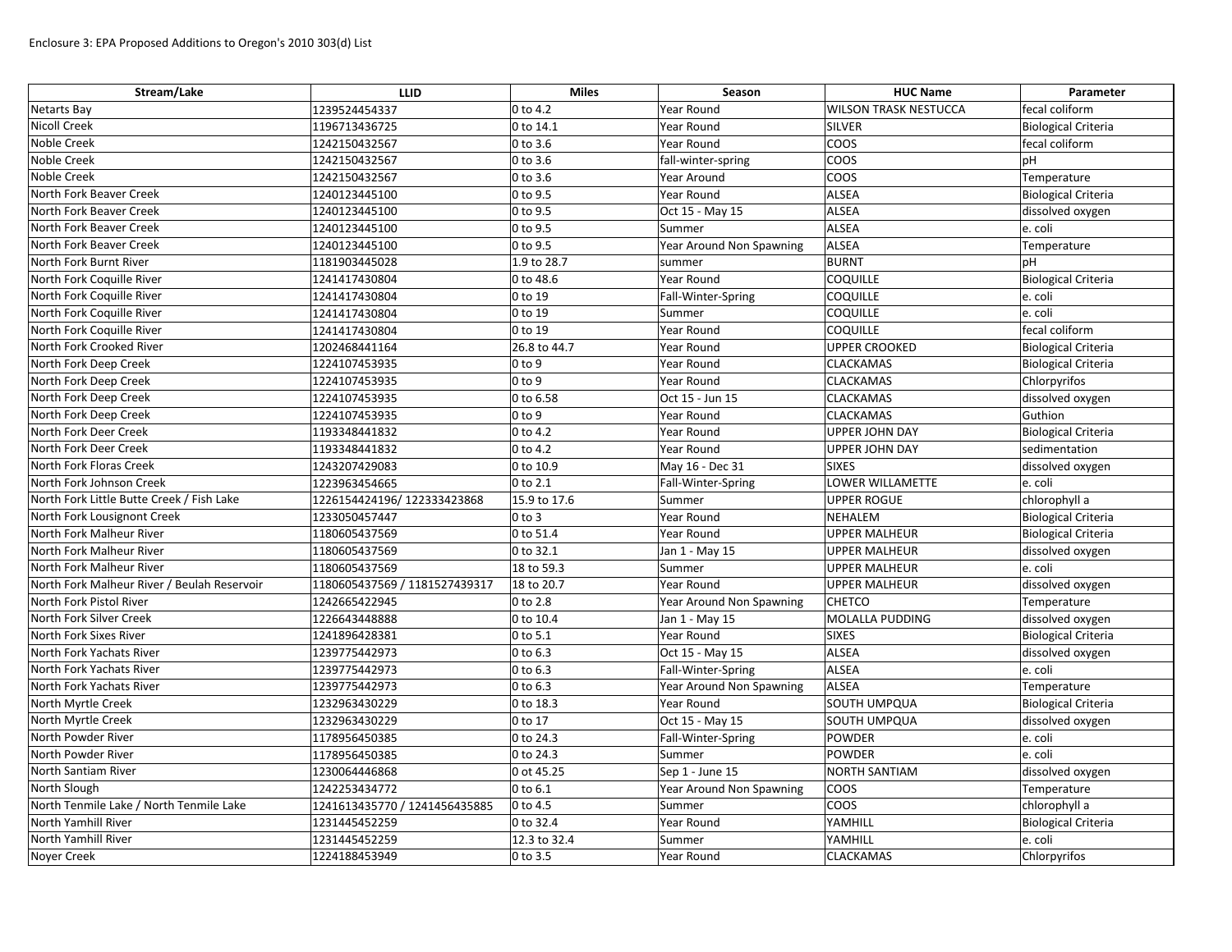Enclosure 3: EPA Proposed Additions to Oregon's 2010 303(d) List

| Stream/Lake | LLID | Miles | Season | HUC Name | Parameter |
|---|---|---|---|---|---|
| Netarts Bay | 1239524454337 | 0 to 4.2 | Year Round | WILSON TRASK NESTUCCA | fecal coliform |
| Nicoll Creek | 1196713436725 | 0 to 14.1 | Year Round | SILVER | Biological Criteria |
| Noble Creek | 1242150432567 | 0 to 3.6 | Year Round | COOS | fecal coliform |
| Noble Creek | 1242150432567 | 0 to 3.6 | fall-winter-spring | COOS | pH |
| Noble Creek | 1242150432567 | 0 to 3.6 | Year Around | COOS | Temperature |
| North Fork Beaver Creek | 1240123445100 | 0 to 9.5 | Year Round | ALSEA | Biological Criteria |
| North Fork Beaver Creek | 1240123445100 | 0 to 9.5 | Oct 15 - May 15 | ALSEA | dissolved oxygen |
| North Fork Beaver Creek | 1240123445100 | 0 to 9.5 | Summer | ALSEA | e. coli |
| North Fork Beaver Creek | 1240123445100 | 0 to 9.5 | Year Around Non Spawning | ALSEA | Temperature |
| North Fork Burnt River | 1181903445028 | 1.9 to 28.7 | summer | BURNT | pH |
| North Fork Coquille River | 1241417430804 | 0 to 48.6 | Year Round | COQUILLE | Biological Criteria |
| North Fork Coquille River | 1241417430804 | 0 to 19 | Fall-Winter-Spring | COQUILLE | e. coli |
| North Fork Coquille River | 1241417430804 | 0 to 19 | Summer | COQUILLE | e. coli |
| North Fork Coquille River | 1241417430804 | 0 to 19 | Year Round | COQUILLE | fecal coliform |
| North Fork Crooked River | 1202468441164 | 26.8 to 44.7 | Year Round | UPPER CROOKED | Biological Criteria |
| North Fork Deep Creek | 1224107453935 | 0 to 9 | Year Round | CLACKAMAS | Biological Criteria |
| North Fork Deep Creek | 1224107453935 | 0 to 9 | Year Round | CLACKAMAS | Chlorpyrifos |
| North Fork Deep Creek | 1224107453935 | 0 to 6.58 | Oct 15 - Jun 15 | CLACKAMAS | dissolved oxygen |
| North Fork Deep Creek | 1224107453935 | 0 to 9 | Year Round | CLACKAMAS | Guthion |
| North Fork Deer Creek | 1193348441832 | 0 to 4.2 | Year Round | UPPER JOHN DAY | Biological Criteria |
| North Fork Deer Creek | 1193348441832 | 0 to 4.2 | Year Round | UPPER JOHN DAY | sedimentation |
| North Fork Floras Creek | 1243207429083 | 0 to 10.9 | May 16 - Dec 31 | SIXES | dissolved oxygen |
| North Fork Johnson Creek | 1223963454665 | 0 to 2.1 | Fall-Winter-Spring | LOWER WILLAMETTE | e. coli |
| North Fork Little Butte Creek / Fish Lake | 1226154424196/ 122333423868 | 15.9 to 17.6 | Summer | UPPER ROGUE | chlorophyll a |
| North Fork Lousignont Creek | 1233050457447 | 0 to 3 | Year Round | NEHALEM | Biological Criteria |
| North Fork Malheur River | 1180605437569 | 0 to 51.4 | Year Round | UPPER MALHEUR | Biological Criteria |
| North Fork Malheur River | 1180605437569 | 0 to 32.1 | Jan 1 - May 15 | UPPER MALHEUR | dissolved oxygen |
| North Fork Malheur River | 1180605437569 | 18 to 59.3 | Summer | UPPER MALHEUR | e. coli |
| North Fork Malheur River / Beulah Reservoir | 1180605437569 / 1181527439317 | 18 to 20.7 | Year Round | UPPER MALHEUR | dissolved oxygen |
| North Fork Pistol River | 1242665422945 | 0 to 2.8 | Year Around Non Spawning | CHETCO | Temperature |
| North Fork Silver Creek | 1226643448888 | 0 to 10.4 | Jan 1 - May 15 | MOLALLA PUDDING | dissolved oxygen |
| North Fork Sixes River | 1241896428381 | 0 to 5.1 | Year Round | SIXES | Biological Criteria |
| North Fork Yachats River | 1239775442973 | 0 to 6.3 | Oct 15 - May 15 | ALSEA | dissolved oxygen |
| North Fork Yachats River | 1239775442973 | 0 to 6.3 | Fall-Winter-Spring | ALSEA | e. coli |
| North Fork Yachats River | 1239775442973 | 0 to 6.3 | Year Around Non Spawning | ALSEA | Temperature |
| North Myrtle Creek | 1232963430229 | 0 to 18.3 | Year Round | SOUTH UMPQUA | Biological Criteria |
| North Myrtle Creek | 1232963430229 | 0 to 17 | Oct 15 - May 15 | SOUTH UMPQUA | dissolved oxygen |
| North Powder River | 1178956450385 | 0 to 24.3 | Fall-Winter-Spring | POWDER | e. coli |
| North Powder River | 1178956450385 | 0 to 24.3 | Summer | POWDER | e. coli |
| North Santiam River | 1230064446868 | 0 ot 45.25 | Sep 1 - June 15 | NORTH SANTIAM | dissolved oxygen |
| North Slough | 1242253434772 | 0 to 6.1 | Year Around Non Spawning | COOS | Temperature |
| North Tenmile Lake / North Tenmile Lake | 1241613435770 / 1241456435885 | 0 to 4.5 | Summer | COOS | chlorophyll a |
| North Yamhill River | 1231445452259 | 0 to 32.4 | Year Round | YAMHILL | Biological Criteria |
| North Yamhill River | 1231445452259 | 12.3 to 32.4 | Summer | YAMHILL | e. coli |
| Noyer Creek | 1224188453949 | 0 to 3.5 | Year Round | CLACKAMAS | Chlorpyrifos |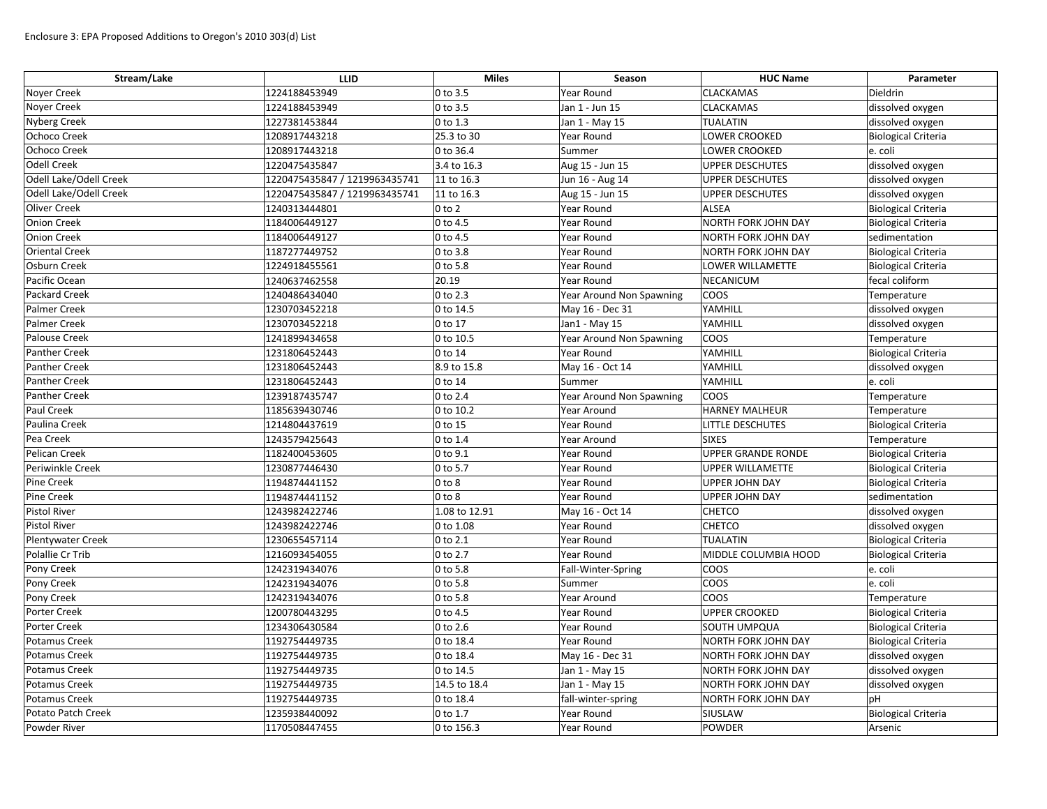Enclosure 3: EPA Proposed Additions to Oregon's 2010 303(d) List

| Stream/Lake | LLID | Miles | Season | HUC Name | Parameter |
|---|---|---|---|---|---|
| Noyer Creek | 1224188453949 | 0 to 3.5 | Year Round | CLACKAMAS | Dieldrin |
| Noyer Creek | 1224188453949 | 0 to 3.5 | Jan 1 - Jun 15 | CLACKAMAS | dissolved oxygen |
| Nyberg Creek | 1227381453844 | 0 to 1.3 | Jan 1 - May 15 | TUALATIN | dissolved oxygen |
| Ochoco Creek | 1208917443218 | 25.3 to 30 | Year Round | LOWER CROOKED | Biological Criteria |
| Ochoco Creek | 1208917443218 | 0 to 36.4 | Summer | LOWER CROOKED | e. coli |
| Odell Creek | 1220475435847 | 3.4 to 16.3 | Aug 15 - Jun 15 | UPPER DESCHUTES | dissolved oxygen |
| Odell Lake/Odell Creek | 1220475435847 / 1219963435741 | 11 to 16.3 | Jun 16 - Aug 14 | UPPER DESCHUTES | dissolved oxygen |
| Odell Lake/Odell Creek | 1220475435847 / 1219963435741 | 11 to 16.3 | Aug 15 - Jun 15 | UPPER DESCHUTES | dissolved oxygen |
| Oliver Creek | 1240313444801 | 0 to 2 | Year Round | ALSEA | Biological Criteria |
| Onion Creek | 1184006449127 | 0 to 4.5 | Year Round | NORTH FORK JOHN DAY | Biological Criteria |
| Onion Creek | 1184006449127 | 0 to 4.5 | Year Round | NORTH FORK JOHN DAY | sedimentation |
| Oriental Creek | 1187277449752 | 0 to 3.8 | Year Round | NORTH FORK JOHN DAY | Biological Criteria |
| Osburn Creek | 1224918455561 | 0 to 5.8 | Year Round | LOWER WILLAMETTE | Biological Criteria |
| Pacific Ocean | 1240637462558 | 20.19 | Year Round | NECANICUM | fecal coliform |
| Packard Creek | 1240486434040 | 0 to 2.3 | Year Around Non Spawning | COOS | Temperature |
| Palmer Creek | 1230703452218 | 0 to 14.5 | May 16 - Dec 31 | YAMHILL | dissolved oxygen |
| Palmer Creek | 1230703452218 | 0 to 17 | Jan1 - May 15 | YAMHILL | dissolved oxygen |
| Palouse Creek | 1241899434658 | 0 to 10.5 | Year Around Non Spawning | COOS | Temperature |
| Panther Creek | 1231806452443 | 0 to 14 | Year Round | YAMHILL | Biological Criteria |
| Panther Creek | 1231806452443 | 8.9 to 15.8 | May 16 - Oct 14 | YAMHILL | dissolved oxygen |
| Panther Creek | 1231806452443 | 0 to 14 | Summer | YAMHILL | e. coli |
| Panther Creek | 1239187435747 | 0 to 2.4 | Year Around Non Spawning | COOS | Temperature |
| Paul Creek | 1185639430746 | 0 to 10.2 | Year Around | HARNEY MALHEUR | Temperature |
| Paulina Creek | 1214804437619 | 0 to 15 | Year Round | LITTLE DESCHUTES | Biological Criteria |
| Pea Creek | 1243579425643 | 0 to 1.4 | Year Around | SIXES | Temperature |
| Pelican Creek | 1182400453605 | 0 to 9.1 | Year Round | UPPER GRANDE RONDE | Biological Criteria |
| Periwinkle Creek | 1230877446430 | 0 to 5.7 | Year Round | UPPER WILLAMETTE | Biological Criteria |
| Pine Creek | 1194874441152 | 0 to 8 | Year Round | UPPER JOHN DAY | Biological Criteria |
| Pine Creek | 1194874441152 | 0 to 8 | Year Round | UPPER JOHN DAY | sedimentation |
| Pistol River | 1243982422746 | 1.08 to 12.91 | May 16 - Oct 14 | CHETCO | dissolved oxygen |
| Pistol River | 1243982422746 | 0 to 1.08 | Year Round | CHETCO | dissolved oxygen |
| Plentywater Creek | 1230655457114 | 0 to 2.1 | Year Round | TUALATIN | Biological Criteria |
| Polallie Cr Trib | 1216093454055 | 0 to 2.7 | Year Round | MIDDLE COLUMBIA HOOD | Biological Criteria |
| Pony Creek | 1242319434076 | 0 to 5.8 | Fall-Winter-Spring | COOS | e. coli |
| Pony Creek | 1242319434076 | 0 to 5.8 | Summer | COOS | e. coli |
| Pony Creek | 1242319434076 | 0 to 5.8 | Year Around | COOS | Temperature |
| Porter Creek | 1200780443295 | 0 to 4.5 | Year Round | UPPER CROOKED | Biological Criteria |
| Porter Creek | 1234306430584 | 0 to 2.6 | Year Round | SOUTH UMPQUA | Biological Criteria |
| Potamus Creek | 1192754449735 | 0 to 18.4 | Year Round | NORTH FORK JOHN DAY | Biological Criteria |
| Potamus Creek | 1192754449735 | 0 to 18.4 | May 16 - Dec 31 | NORTH FORK JOHN DAY | dissolved oxygen |
| Potamus Creek | 1192754449735 | 0 to 14.5 | Jan 1 - May 15 | NORTH FORK JOHN DAY | dissolved oxygen |
| Potamus Creek | 1192754449735 | 14.5 to 18.4 | Jan 1 - May 15 | NORTH FORK JOHN DAY | dissolved oxygen |
| Potamus Creek | 1192754449735 | 0 to 18.4 | fall-winter-spring | NORTH FORK JOHN DAY | pH |
| Potato Patch Creek | 1235938440092 | 0 to 1.7 | Year Round | SIUSLAW | Biological Criteria |
| Powder River | 1170508447455 | 0 to 156.3 | Year Round | POWDER | Arsenic |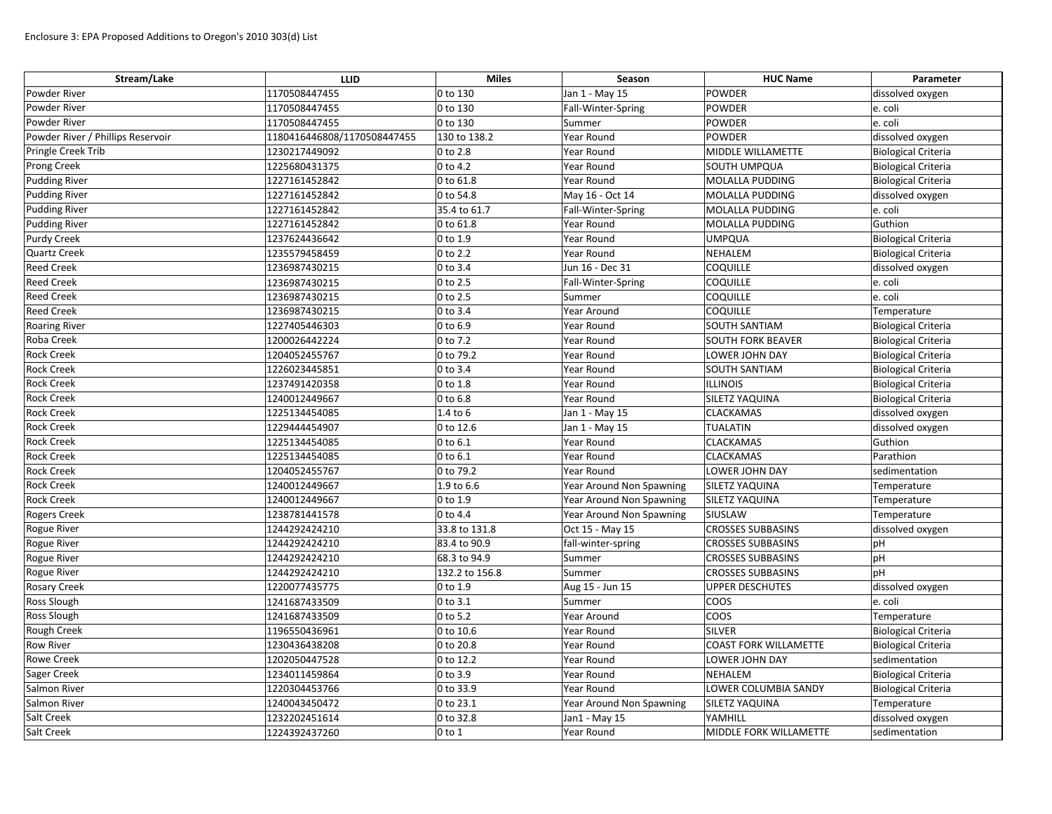Enclosure 3: EPA Proposed Additions to Oregon's 2010 303(d) List

| Stream/Lake | LLID | Miles | Season | HUC Name | Parameter |
|---|---|---|---|---|---|
| Powder River | 1170508447455 | 0 to 130 | Jan 1 - May 15 | POWDER | dissolved oxygen |
| Powder River | 1170508447455 | 0 to 130 | Fall-Winter-Spring | POWDER | e. coli |
| Powder River | 1170508447455 | 0 to 130 | Summer | POWDER | e. coli |
| Powder River / Phillips Reservoir | 1180416446808/1170508447455 | 130 to 138.2 | Year Round | POWDER | dissolved oxygen |
| Pringle Creek Trib | 1230217449092 | 0 to 2.8 | Year Round | MIDDLE WILLAMETTE | Biological Criteria |
| Prong Creek | 1225680431375 | 0 to 4.2 | Year Round | SOUTH UMPQUA | Biological Criteria |
| Pudding River | 1227161452842 | 0 to 61.8 | Year Round | MOLALLA PUDDING | Biological Criteria |
| Pudding River | 1227161452842 | 0 to 54.8 | May 16 - Oct 14 | MOLALLA PUDDING | dissolved oxygen |
| Pudding River | 1227161452842 | 35.4 to 61.7 | Fall-Winter-Spring | MOLALLA PUDDING | e. coli |
| Pudding River | 1227161452842 | 0 to 61.8 | Year Round | MOLALLA PUDDING | Guthion |
| Purdy Creek | 1237624436642 | 0 to 1.9 | Year Round | UMPQUA | Biological Criteria |
| Quartz Creek | 1235579458459 | 0 to 2.2 | Year Round | NEHALEM | Biological Criteria |
| Reed Creek | 1236987430215 | 0 to 3.4 | Jun 16 - Dec 31 | COQUILLE | dissolved oxygen |
| Reed Creek | 1236987430215 | 0 to 2.5 | Fall-Winter-Spring | COQUILLE | e. coli |
| Reed Creek | 1236987430215 | 0 to 2.5 | Summer | COQUILLE | e. coli |
| Reed Creek | 1236987430215 | 0 to 3.4 | Year Around | COQUILLE | Temperature |
| Roaring River | 1227405446303 | 0 to 6.9 | Year Round | SOUTH SANTIAM | Biological Criteria |
| Roba Creek | 1200026442224 | 0 to 7.2 | Year Round | SOUTH FORK BEAVER | Biological Criteria |
| Rock Creek | 1204052455767 | 0 to 79.2 | Year Round | LOWER JOHN DAY | Biological Criteria |
| Rock Creek | 1226023445851 | 0 to 3.4 | Year Round | SOUTH SANTIAM | Biological Criteria |
| Rock Creek | 1237491420358 | 0 to 1.8 | Year Round | ILLINOIS | Biological Criteria |
| Rock Creek | 1240012449667 | 0 to 6.8 | Year Round | SILETZ YAQUINA | Biological Criteria |
| Rock Creek | 1225134454085 | 1.4 to 6 | Jan 1 - May 15 | CLACKAMAS | dissolved oxygen |
| Rock Creek | 1229444454907 | 0 to 12.6 | Jan 1 - May 15 | TUALATIN | dissolved oxygen |
| Rock Creek | 1225134454085 | 0 to 6.1 | Year Round | CLACKAMAS | Guthion |
| Rock Creek | 1225134454085 | 0 to 6.1 | Year Round | CLACKAMAS | Parathion |
| Rock Creek | 1204052455767 | 0 to 79.2 | Year Round | LOWER JOHN DAY | sedimentation |
| Rock Creek | 1240012449667 | 1.9 to 6.6 | Year Around Non Spawning | SILETZ YAQUINA | Temperature |
| Rock Creek | 1240012449667 | 0 to 1.9 | Year Around Non Spawning | SILETZ YAQUINA | Temperature |
| Rogers Creek | 1238781441578 | 0 to 4.4 | Year Around Non Spawning | SIUSLAW | Temperature |
| Rogue River | 1244292424210 | 33.8 to 131.8 | Oct 15 - May 15 | CROSSES SUBBASINS | dissolved oxygen |
| Rogue River | 1244292424210 | 83.4 to 90.9 | fall-winter-spring | CROSSES SUBBASINS | pH |
| Rogue River | 1244292424210 | 68.3 to 94.9 | Summer | CROSSES SUBBASINS | pH |
| Rogue River | 1244292424210 | 132.2 to 156.8 | Summer | CROSSES SUBBASINS | pH |
| Rosary Creek | 1220077435775 | 0 to 1.9 | Aug 15 - Jun 15 | UPPER DESCHUTES | dissolved oxygen |
| Ross Slough | 1241687433509 | 0 to 3.1 | Summer | COOS | e. coli |
| Ross Slough | 1241687433509 | 0 to 5.2 | Year Around | COOS | Temperature |
| Rough Creek | 1196550436961 | 0 to 10.6 | Year Round | SILVER | Biological Criteria |
| Row River | 1230436438208 | 0 to 20.8 | Year Round | COAST FORK WILLAMETTE | Biological Criteria |
| Rowe Creek | 1202050447528 | 0 to 12.2 | Year Round | LOWER JOHN DAY | sedimentation |
| Sager Creek | 1234011459864 | 0 to 3.9 | Year Round | NEHALEM | Biological Criteria |
| Salmon River | 1220304453766 | 0 to 33.9 | Year Round | LOWER COLUMBIA SANDY | Biological Criteria |
| Salmon River | 1240043450472 | 0 to 23.1 | Year Around Non Spawning | SILETZ YAQUINA | Temperature |
| Salt Creek | 1232202451614 | 0 to 32.8 | Jan1 - May 15 | YAMHILL | dissolved oxygen |
| Salt Creek | 1224392437260 | 0 to 1 | Year Round | MIDDLE FORK WILLAMETTE | sedimentation |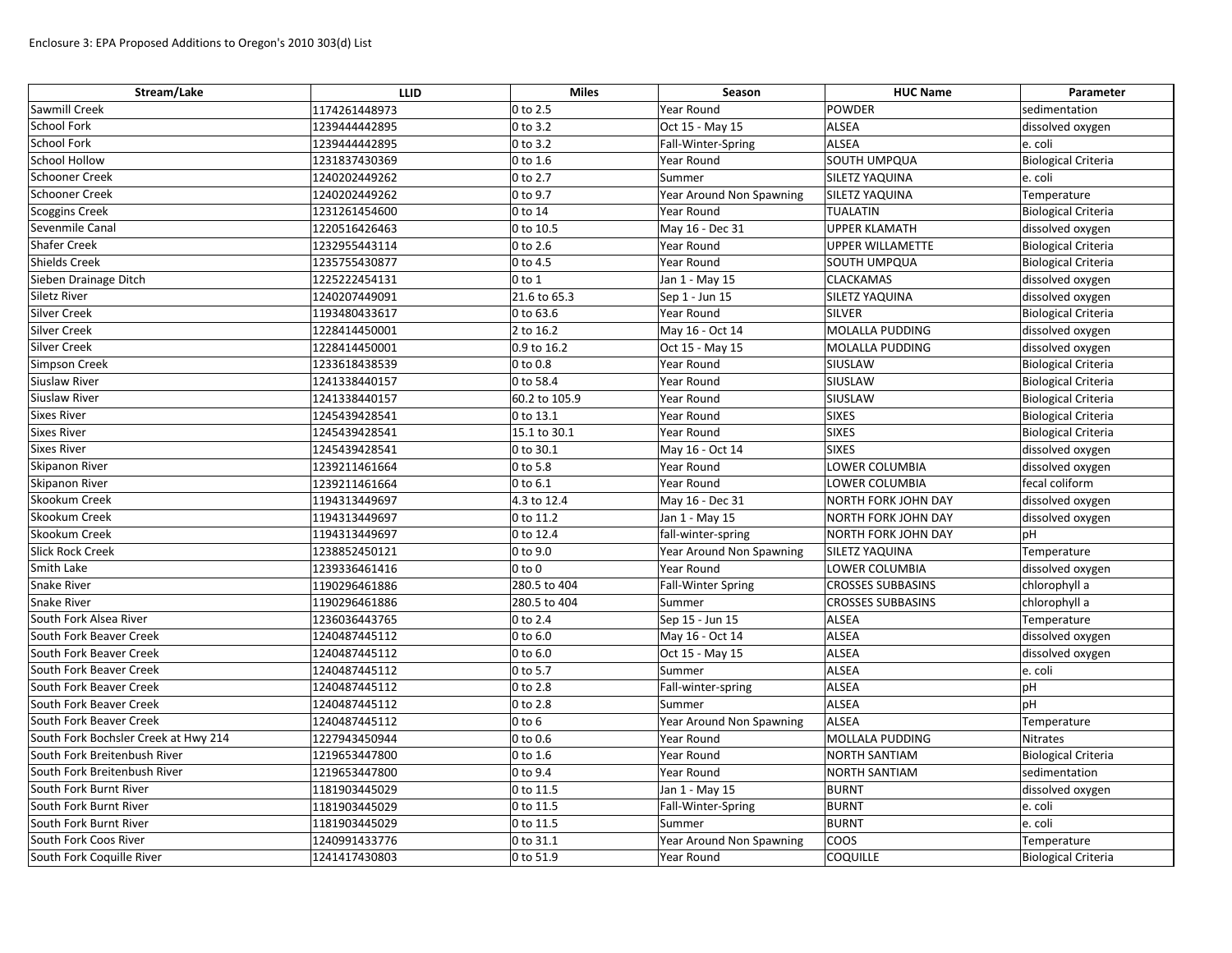Enclosure 3: EPA Proposed Additions to Oregon's 2010 303(d) List

| Stream/Lake | LLID | Miles | Season | HUC Name | Parameter |
|---|---|---|---|---|---|
| Sawmill Creek | 1174261448973 | 0 to 2.5 | Year Round | POWDER | sedimentation |
| School Fork | 1239444442895 | 0 to 3.2 | Oct 15 - May 15 | ALSEA | dissolved oxygen |
| School Fork | 1239444442895 | 0 to 3.2 | Fall-Winter-Spring | ALSEA | e. coli |
| School Hollow | 1231837430369 | 0 to 1.6 | Year Round | SOUTH UMPQUA | Biological Criteria |
| Schooner Creek | 1240202449262 | 0 to 2.7 | Summer | SILETZ YAQUINA | e. coli |
| Schooner Creek | 1240202449262 | 0 to 9.7 | Year Around Non Spawning | SILETZ YAQUINA | Temperature |
| Scoggins Creek | 1231261454600 | 0 to 14 | Year Round | TUALATIN | Biological Criteria |
| Sevenmile Canal | 1220516426463 | 0 to 10.5 | May 16 - Dec 31 | UPPER KLAMATH | dissolved oxygen |
| Shafer Creek | 1232955443114 | 0 to 2.6 | Year Round | UPPER WILLAMETTE | Biological Criteria |
| Shields Creek | 1235755430877 | 0 to 4.5 | Year Round | SOUTH UMPQUA | Biological Criteria |
| Sieben Drainage Ditch | 1225222454131 | 0 to 1 | Jan 1 - May 15 | CLACKAMAS | dissolved oxygen |
| Siletz River | 1240207449091 | 21.6 to 65.3 | Sep 1 - Jun 15 | SILETZ YAQUINA | dissolved oxygen |
| Silver Creek | 1193480433617 | 0 to 63.6 | Year Round | SILVER | Biological Criteria |
| Silver Creek | 1228414450001 | 2 to 16.2 | May 16 - Oct 14 | MOLALLA PUDDING | dissolved oxygen |
| Silver Creek | 1228414450001 | 0.9 to 16.2 | Oct 15 - May 15 | MOLALLA PUDDING | dissolved oxygen |
| Simpson Creek | 1233618438539 | 0 to 0.8 | Year Round | SIUSLAW | Biological Criteria |
| Siuslaw River | 1241338440157 | 0 to 58.4 | Year Round | SIUSLAW | Biological Criteria |
| Siuslaw River | 1241338440157 | 60.2 to 105.9 | Year Round | SIUSLAW | Biological Criteria |
| Sixes River | 1245439428541 | 0 to 13.1 | Year Round | SIXES | Biological Criteria |
| Sixes River | 1245439428541 | 15.1 to 30.1 | Year Round | SIXES | Biological Criteria |
| Sixes River | 1245439428541 | 0 to 30.1 | May 16 - Oct 14 | SIXES | dissolved oxygen |
| Skipanon River | 1239211461664 | 0 to 5.8 | Year Round | LOWER COLUMBIA | dissolved oxygen |
| Skipanon River | 1239211461664 | 0 to 6.1 | Year Round | LOWER COLUMBIA | fecal coliform |
| Skookum Creek | 1194313449697 | 4.3 to 12.4 | May 16 - Dec 31 | NORTH FORK JOHN DAY | dissolved oxygen |
| Skookum Creek | 1194313449697 | 0 to 11.2 | Jan 1 - May 15 | NORTH FORK JOHN DAY | dissolved oxygen |
| Skookum Creek | 1194313449697 | 0 to 12.4 | fall-winter-spring | NORTH FORK JOHN DAY | pH |
| Slick Rock Creek | 1238852450121 | 0 to 9.0 | Year Around Non Spawning | SILETZ YAQUINA | Temperature |
| Smith Lake | 1239336461416 | 0 to 0 | Year Round | LOWER COLUMBIA | dissolved oxygen |
| Snake River | 1190296461886 | 280.5 to 404 | Fall-Winter Spring | CROSSES SUBBASINS | chlorophyll a |
| Snake River | 1190296461886 | 280.5 to 404 | Summer | CROSSES SUBBASINS | chlorophyll a |
| South Fork Alsea River | 1236036443765 | 0 to 2.4 | Sep 15 - Jun 15 | ALSEA | Temperature |
| South Fork Beaver Creek | 1240487445112 | 0 to 6.0 | May 16 - Oct 14 | ALSEA | dissolved oxygen |
| South Fork Beaver Creek | 1240487445112 | 0 to 6.0 | Oct 15 - May 15 | ALSEA | dissolved oxygen |
| South Fork Beaver Creek | 1240487445112 | 0 to 5.7 | Summer | ALSEA | e. coli |
| South Fork Beaver Creek | 1240487445112 | 0 to 2.8 | Fall-winter-spring | ALSEA | pH |
| South Fork Beaver Creek | 1240487445112 | 0 to 2.8 | Summer | ALSEA | pH |
| South Fork Beaver Creek | 1240487445112 | 0 to 6 | Year Around Non Spawning | ALSEA | Temperature |
| South Fork Bochsler Creek at Hwy 214 | 1227943450944 | 0 to 0.6 | Year Round | MOLLALA PUDDING | Nitrates |
| South Fork Breitenbush River | 1219653447800 | 0 to 1.6 | Year Round | NORTH SANTIAM | Biological Criteria |
| South Fork Breitenbush River | 1219653447800 | 0 to 9.4 | Year Round | NORTH SANTIAM | sedimentation |
| South Fork Burnt River | 1181903445029 | 0 to 11.5 | Jan 1 - May 15 | BURNT | dissolved oxygen |
| South Fork Burnt River | 1181903445029 | 0 to 11.5 | Fall-Winter-Spring | BURNT | e. coli |
| South Fork Burnt River | 1181903445029 | 0 to 11.5 | Summer | BURNT | e. coli |
| South Fork Coos River | 1240991433776 | 0 to 31.1 | Year Around Non Spawning | COOS | Temperature |
| South Fork Coquille River | 1241417430803 | 0 to 51.9 | Year Round | COQUILLE | Biological Criteria |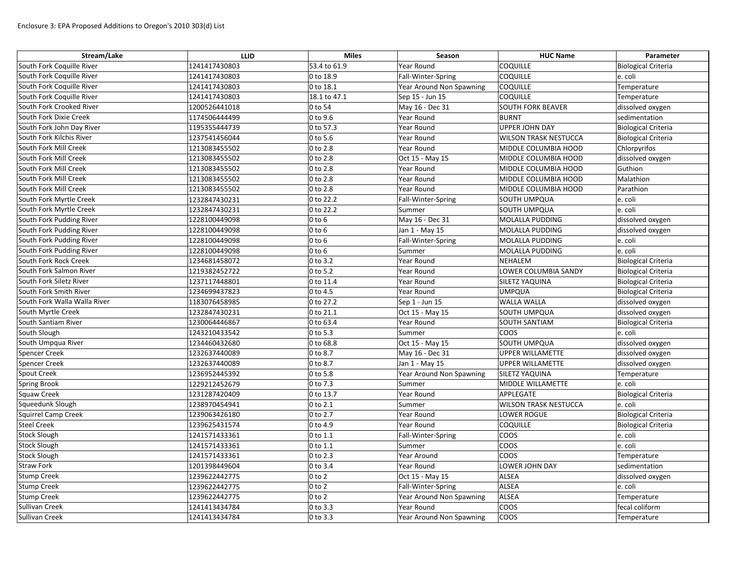Enclosure 3: EPA Proposed Additions to Oregon's 2010 303(d) List

| Stream/Lake | LLID | Miles | Season | HUC Name | Parameter |
|---|---|---|---|---|---|
| South Fork Coquille River | 1241417430803 | 53.4 to 61.9 | Year Round | COQUILLE | Biological Criteria |
| South Fork Coquille River | 1241417430803 | 0 to 18.9 | Fall-Winter-Spring | COQUILLE | e. coli |
| South Fork Coquille River | 1241417430803 | 0 to 18.1 | Year Around Non Spawning | COQUILLE | Temperature |
| South Fork Coquille River | 1241417430803 | 18.1 to 47.1 | Sep 15 - Jun 15 | COQUILLE | Temperature |
| South Fork Crooked River | 1200526441018 | 0 to 54 | May 16 - Dec 31 | SOUTH FORK BEAVER | dissolved oxygen |
| South Fork Dixie Creek | 1174506444499 | 0 to 9.6 | Year Round | BURNT | sedimentation |
| South Fork John Day River | 1195355444739 | 0 to 57.3 | Year Round | UPPER JOHN DAY | Biological Criteria |
| South Fork Kilchis River | 1237541456044 | 0 to 5.6 | Year Round | WILSON TRASK NESTUCCA | Biological Criteria |
| South Fork Mill Creek | 1213083455502 | 0 to 2.8 | Year Round | MIDDLE COLUMBIA HOOD | Chlorpyrifos |
| South Fork Mill Creek | 1213083455502 | 0 to 2.8 | Oct 15 - May 15 | MIDDLE COLUMBIA HOOD | dissolved oxygen |
| South Fork Mill Creek | 1213083455502 | 0 to 2.8 | Year Round | MIDDLE COLUMBIA HOOD | Guthion |
| South Fork Mill Creek | 1213083455502 | 0 to 2.8 | Year Round | MIDDLE COLUMBIA HOOD | Malathion |
| South Fork Mill Creek | 1213083455502 | 0 to 2.8 | Year Round | MIDDLE COLUMBIA HOOD | Parathion |
| South Fork Myrtle Creek | 1232847430231 | 0 to 22.2 | Fall-Winter-Spring | SOUTH UMPQUA | e. coli |
| South Fork Myrtle Creek | 1232847430231 | 0 to 22.2 | Summer | SOUTH UMPQUA | e. coli |
| South Fork Pudding River | 1228100449098 | 0 to 6 | May 16 - Dec 31 | MOLALLA PUDDING | dissolved oxygen |
| South Fork Pudding River | 1228100449098 | 0 to 6 | Jan 1 - May 15 | MOLALLA PUDDING | dissolved oxygen |
| South Fork Pudding River | 1228100449098 | 0 to 6 | Fall-Winter-Spring | MOLALLA PUDDING | e. coli |
| South Fork Pudding River | 1228100449098 | 0 to 6 | Summer | MOLALLA PUDDING | e. coli |
| South Fork Rock Creek | 1234681458072 | 0 to 3.2 | Year Round | NEHALEM | Biological Criteria |
| South Fork Salmon River | 1219382452722 | 0 to 5.2 | Year Round | LOWER COLUMBIA SANDY | Biological Criteria |
| South Fork Siletz River | 1237117448801 | 0 to 11.4 | Year Round | SILETZ YAQUINA | Biological Criteria |
| South Fork Smith River | 1234699437823 | 0 to 4.5 | Year Round | UMPQUA | Biological Criteria |
| South Fork Walla Walla River | 1183076458985 | 0 to 27.2 | Sep 1 - Jun 15 | WALLA WALLA | dissolved oxygen |
| South Myrtle Creek | 1232847430231 | 0 to 21.1 | Oct 15 - May 15 | SOUTH UMPQUA | dissolved oxygen |
| South Santiam River | 1230064446867 | 0 to 63.4 | Year Round | SOUTH SANTIAM | Biological Criteria |
| South Slough | 1243210433542 | 0 to 5.3 | Summer | COOS | e. coli |
| South Umpqua River | 1234460432680 | 0 to 68.8 | Oct 15 - May 15 | SOUTH UMPQUA | dissolved oxygen |
| Spencer Creek | 1232637440089 | 0 to 8.7 | May 16 - Dec 31 | UPPER WILLAMETTE | dissolved oxygen |
| Spencer Creek | 1232637440089 | 0 to 8.7 | Jan 1 - May 15 | UPPER WILLAMETTE | dissolved oxygen |
| Spout Creek | 1236952445392 | 0 to 5.8 | Year Around Non Spawning | SILETZ YAQUINA | Temperature |
| Spring Brook | 1229212452679 | 0 to 7.3 | Summer | MIDDLE WILLAMETTE | e. coli |
| Squaw Creek | 1231287420409 | 0 to 13.7 | Year Round | APPLEGATE | Biological Criteria |
| Squeedunk Slough | 1238970454941 | 0 to 2.1 | Summer | WILSON TRASK NESTUCCA | e. coli |
| Squirrel Camp Creek | 1239063426180 | 0 to 2.7 | Year Round | LOWER ROGUE | Biological Criteria |
| Steel Creek | 1239625431574 | 0 to 4.9 | Year Round | COQUILLE | Biological Criteria |
| Stock Slough | 1241571433361 | 0 to 1.1 | Fall-Winter-Spring | COOS | e. coli |
| Stock Slough | 1241571433361 | 0 to 1.1 | Summer | COOS | e. coli |
| Stock Slough | 1241571433361 | 0 to 2.3 | Year Around | COOS | Temperature |
| Straw Fork | 1201398449604 | 0 to 3.4 | Year Round | LOWER JOHN DAY | sedimentation |
| Stump Creek | 1239622442775 | 0 to 2 | Oct 15 - May 15 | ALSEA | dissolved oxygen |
| Stump Creek | 1239622442775 | 0 to 2 | Fall-Winter-Spring | ALSEA | e. coli |
| Stump Creek | 1239622442775 | 0 to 2 | Year Around Non Spawning | ALSEA | Temperature |
| Sullivan Creek | 1241413434784 | 0 to 3.3 | Year Round | COOS | fecal coliform |
| Sullivan Creek | 1241413434784 | 0 to 3.3 | Year Around Non Spawning | COOS | Temperature |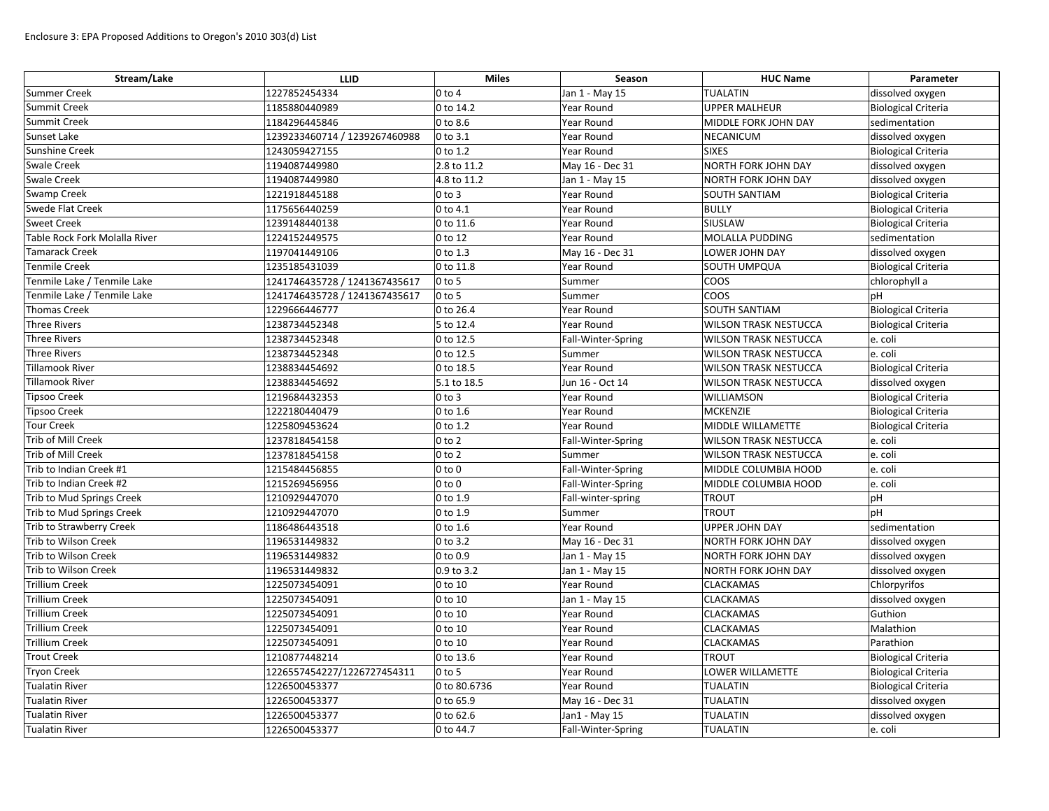Enclosure 3: EPA Proposed Additions to Oregon's 2010 303(d) List

| Stream/Lake | LLID | Miles | Season | HUC Name | Parameter |
|---|---|---|---|---|---|
| Summer Creek | 1227852454334 | 0 to 4 | Jan 1 - May 15 | TUALATIN | dissolved oxygen |
| Summit Creek | 1185880440989 | 0 to 14.2 | Year Round | UPPER MALHEUR | Biological Criteria |
| Summit Creek | 1184296445846 | 0 to 8.6 | Year Round | MIDDLE FORK JOHN DAY | sedimentation |
| Sunset Lake | 1239233460714 / 1239267460988 | 0 to 3.1 | Year Round | NECANICUM | dissolved oxygen |
| Sunshine Creek | 1243059427155 | 0 to 1.2 | Year Round | SIXES | Biological Criteria |
| Swale Creek | 1194087449980 | 2.8 to 11.2 | May 16 - Dec 31 | NORTH FORK JOHN DAY | dissolved oxygen |
| Swale Creek | 1194087449980 | 4.8 to 11.2 | Jan 1 - May 15 | NORTH FORK JOHN DAY | dissolved oxygen |
| Swamp Creek | 1221918445188 | 0 to 3 | Year Round | SOUTH SANTIAM | Biological Criteria |
| Swede Flat Creek | 1175656440259 | 0 to 4.1 | Year Round | BULLY | Biological Criteria |
| Sweet Creek | 1239148440138 | 0 to 11.6 | Year Round | SIUSLAW | Biological Criteria |
| Table Rock Fork Molalla River | 1224152449575 | 0 to 12 | Year Round | MOLALLA PUDDING | sedimentation |
| Tamarack Creek | 1197041449106 | 0 to 1.3 | May 16 - Dec 31 | LOWER JOHN DAY | dissolved oxygen |
| Tenmile Creek | 1235185431039 | 0 to 11.8 | Year Round | SOUTH UMPQUA | Biological Criteria |
| Tenmile Lake / Tenmile Lake | 1241746435728 / 1241367435617 | 0 to 5 | Summer | COOS | chlorophyll a |
| Tenmile Lake / Tenmile Lake | 1241746435728 / 1241367435617 | 0 to 5 | Summer | COOS | pH |
| Thomas Creek | 1229666446777 | 0 to 26.4 | Year Round | SOUTH SANTIAM | Biological Criteria |
| Three Rivers | 1238734452348 | 5 to 12.4 | Year Round | WILSON TRASK NESTUCCA | Biological Criteria |
| Three Rivers | 1238734452348 | 0 to 12.5 | Fall-Winter-Spring | WILSON TRASK NESTUCCA | e. coli |
| Three Rivers | 1238734452348 | 0 to 12.5 | Summer | WILSON TRASK NESTUCCA | e. coli |
| Tillamook River | 1238834454692 | 0 to 18.5 | Year Round | WILSON TRASK NESTUCCA | Biological Criteria |
| Tillamook River | 1238834454692 | 5.1 to 18.5 | Jun 16 - Oct 14 | WILSON TRASK NESTUCCA | dissolved oxygen |
| Tipsoo Creek | 1219684432353 | 0 to 3 | Year Round | WILLIAMSON | Biological Criteria |
| Tipsoo Creek | 1222180440479 | 0 to 1.6 | Year Round | MCKENZIE | Biological Criteria |
| Tour Creek | 1225809453624 | 0 to 1.2 | Year Round | MIDDLE WILLAMETTE | Biological Criteria |
| Trib of Mill Creek | 1237818454158 | 0 to 2 | Fall-Winter-Spring | WILSON TRASK NESTUCCA | e. coli |
| Trib of Mill Creek | 1237818454158 | 0 to 2 | Summer | WILSON TRASK NESTUCCA | e. coli |
| Trib to Indian Creek #1 | 1215484456855 | 0 to 0 | Fall-Winter-Spring | MIDDLE COLUMBIA HOOD | e. coli |
| Trib to Indian Creek #2 | 1215269456956 | 0 to 0 | Fall-Winter-Spring | MIDDLE COLUMBIA HOOD | e. coli |
| Trib to Mud Springs Creek | 1210929447070 | 0 to 1.9 | Fall-winter-spring | TROUT | pH |
| Trib to Mud Springs Creek | 1210929447070 | 0 to 1.9 | Summer | TROUT | pH |
| Trib to Strawberry Creek | 1186486443518 | 0 to 1.6 | Year Round | UPPER JOHN DAY | sedimentation |
| Trib to Wilson Creek | 1196531449832 | 0 to 3.2 | May 16 - Dec 31 | NORTH FORK JOHN DAY | dissolved oxygen |
| Trib to Wilson Creek | 1196531449832 | 0 to 0.9 | Jan 1 - May 15 | NORTH FORK JOHN DAY | dissolved oxygen |
| Trib to Wilson Creek | 1196531449832 | 0.9 to 3.2 | Jan 1 - May 15 | NORTH FORK JOHN DAY | dissolved oxygen |
| Trillium Creek | 1225073454091 | 0 to 10 | Year Round | CLACKAMAS | Chlorpyrifos |
| Trillium Creek | 1225073454091 | 0 to 10 | Jan 1 - May 15 | CLACKAMAS | dissolved oxygen |
| Trillium Creek | 1225073454091 | 0 to 10 | Year Round | CLACKAMAS | Guthion |
| Trillium Creek | 1225073454091 | 0 to 10 | Year Round | CLACKAMAS | Malathion |
| Trillium Creek | 1225073454091 | 0 to 10 | Year Round | CLACKAMAS | Parathion |
| Trout Creek | 1210877448214 | 0 to 13.6 | Year Round | TROUT | Biological Criteria |
| Tryon Creek | 1226557454227/1226727454311 | 0 to 5 | Year Round | LOWER WILLAMETTE | Biological Criteria |
| Tualatin River | 1226500453377 | 0 to 80.6736 | Year Round | TUALATIN | Biological Criteria |
| Tualatin River | 1226500453377 | 0 to 65.9 | May 16 - Dec 31 | TUALATIN | dissolved oxygen |
| Tualatin River | 1226500453377 | 0 to 62.6 | Jan1 - May 15 | TUALATIN | dissolved oxygen |
| Tualatin River | 1226500453377 | 0 to 44.7 | Fall-Winter-Spring | TUALATIN | e. coli |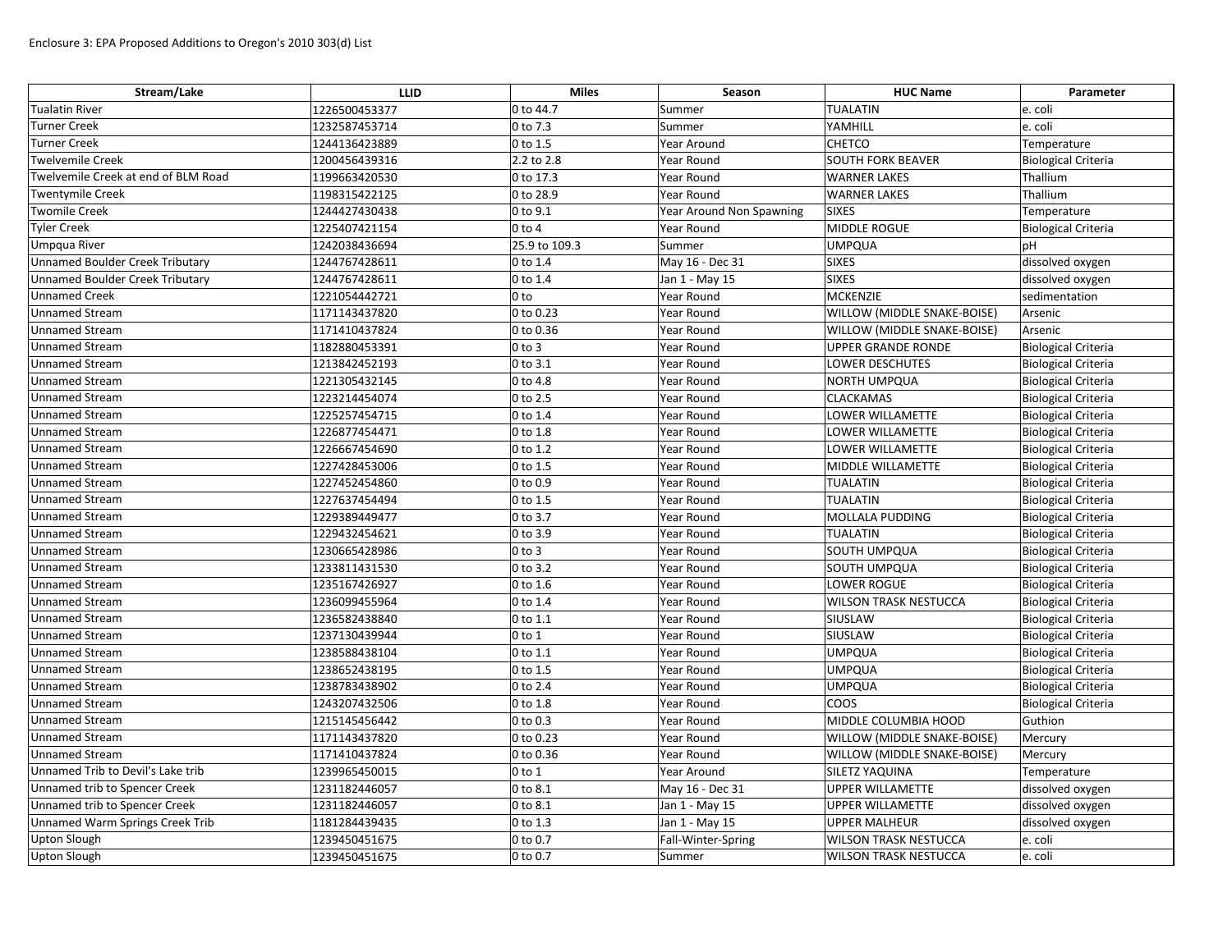Enclosure 3: EPA Proposed Additions to Oregon's 2010 303(d) List

| Stream/Lake | LLID | Miles | Season | HUC Name | Parameter |
|---|---|---|---|---|---|
| Tualatin River | 1226500453377 | 0 to 44.7 | Summer | TUALATIN | e. coli |
| Turner Creek | 1232587453714 | 0 to 7.3 | Summer | YAMHILL | e. coli |
| Turner Creek | 1244136423889 | 0 to 1.5 | Year Around | CHETCO | Temperature |
| Twelvemile Creek | 1200456439316 | 2.2 to 2.8 | Year Round | SOUTH FORK BEAVER | Biological Criteria |
| Twelvemile Creek at end of BLM Road | 1199663420530 | 0 to 17.3 | Year Round | WARNER LAKES | Thallium |
| Twentymile Creek | 1198315422125 | 0 to 28.9 | Year Round | WARNER LAKES | Thallium |
| Twomile Creek | 1244427430438 | 0 to 9.1 | Year Around Non Spawning | SIXES | Temperature |
| Tyler Creek | 1225407421154 | 0 to 4 | Year Round | MIDDLE ROGUE | Biological Criteria |
| Umpqua River | 1242038436694 | 25.9 to 109.3 | Summer | UMPQUA | pH |
| Unnamed Boulder Creek Tributary | 1244767428611 | 0 to 1.4 | May 16 - Dec 31 | SIXES | dissolved oxygen |
| Unnamed Boulder Creek Tributary | 1244767428611 | 0 to 1.4 | Jan 1 - May 15 | SIXES | dissolved oxygen |
| Unnamed Creek | 1221054442721 | 0 to | Year Round | MCKENZIE | sedimentation |
| Unnamed Stream | 1171143437820 | 0 to 0.23 | Year Round | WILLOW (MIDDLE SNAKE-BOISE) | Arsenic |
| Unnamed Stream | 1171410437824 | 0 to 0.36 | Year Round | WILLOW (MIDDLE SNAKE-BOISE) | Arsenic |
| Unnamed Stream | 1182880453391 | 0 to 3 | Year Round | UPPER GRANDE RONDE | Biological Criteria |
| Unnamed Stream | 1213842452193 | 0 to 3.1 | Year Round | LOWER DESCHUTES | Biological Criteria |
| Unnamed Stream | 1221305432145 | 0 to 4.8 | Year Round | NORTH UMPQUA | Biological Criteria |
| Unnamed Stream | 1223214454074 | 0 to 2.5 | Year Round | CLACKAMAS | Biological Criteria |
| Unnamed Stream | 1225257454715 | 0 to 1.4 | Year Round | LOWER WILLAMETTE | Biological Criteria |
| Unnamed Stream | 1226877454471 | 0 to 1.8 | Year Round | LOWER WILLAMETTE | Biological Criteria |
| Unnamed Stream | 1226667454690 | 0 to 1.2 | Year Round | LOWER WILLAMETTE | Biological Criteria |
| Unnamed Stream | 1227428453006 | 0 to 1.5 | Year Round | MIDDLE WILLAMETTE | Biological Criteria |
| Unnamed Stream | 1227452454860 | 0 to 0.9 | Year Round | TUALATIN | Biological Criteria |
| Unnamed Stream | 1227637454494 | 0 to 1.5 | Year Round | TUALATIN | Biological Criteria |
| Unnamed Stream | 1229389449477 | 0 to 3.7 | Year Round | MOLLALA PUDDING | Biological Criteria |
| Unnamed Stream | 1229432454621 | 0 to 3.9 | Year Round | TUALATIN | Biological Criteria |
| Unnamed Stream | 1230665428986 | 0 to 3 | Year Round | SOUTH UMPQUA | Biological Criteria |
| Unnamed Stream | 1233811431530 | 0 to 3.2 | Year Round | SOUTH UMPQUA | Biological Criteria |
| Unnamed Stream | 1235167426927 | 0 to 1.6 | Year Round | LOWER ROGUE | Biological Criteria |
| Unnamed Stream | 1236099455964 | 0 to 1.4 | Year Round | WILSON TRASK NESTUCCA | Biological Criteria |
| Unnamed Stream | 1236582438840 | 0 to 1.1 | Year Round | SIUSLAW | Biological Criteria |
| Unnamed Stream | 1237130439944 | 0 to 1 | Year Round | SIUSLAW | Biological Criteria |
| Unnamed Stream | 1238588438104 | 0 to 1.1 | Year Round | UMPQUA | Biological Criteria |
| Unnamed Stream | 1238652438195 | 0 to 1.5 | Year Round | UMPQUA | Biological Criteria |
| Unnamed Stream | 1238783438902 | 0 to 2.4 | Year Round | UMPQUA | Biological Criteria |
| Unnamed Stream | 1243207432506 | 0 to 1.8 | Year Round | COOS | Biological Criteria |
| Unnamed Stream | 1215145456442 | 0 to 0.3 | Year Round | MIDDLE COLUMBIA HOOD | Guthion |
| Unnamed Stream | 1171143437820 | 0 to 0.23 | Year Round | WILLOW (MIDDLE SNAKE-BOISE) | Mercury |
| Unnamed Stream | 1171410437824 | 0 to 0.36 | Year Round | WILLOW (MIDDLE SNAKE-BOISE) | Mercury |
| Unnamed Trib to Devil's Lake trib | 1239965450015 | 0 to 1 | Year Around | SILETZ YAQUINA | Temperature |
| Unnamed trib to Spencer Creek | 1231182446057 | 0 to 8.1 | May 16 - Dec 31 | UPPER WILLAMETTE | dissolved oxygen |
| Unnamed trib to Spencer Creek | 1231182446057 | 0 to 8.1 | Jan 1 - May 15 | UPPER WILLAMETTE | dissolved oxygen |
| Unnamed Warm Springs Creek Trib | 1181284439435 | 0 to 1.3 | Jan 1 - May 15 | UPPER MALHEUR | dissolved oxygen |
| Upton Slough | 1239450451675 | 0 to 0.7 | Fall-Winter-Spring | WILSON TRASK NESTUCCA | e. coli |
| Upton Slough | 1239450451675 | 0 to 0.7 | Summer | WILSON TRASK NESTUCCA | e. coli |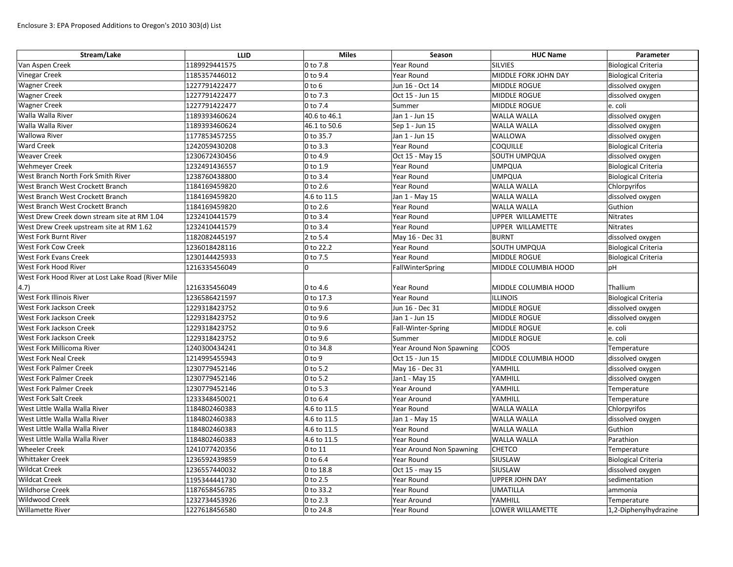Enclosure 3: EPA Proposed Additions to Oregon's 2010 303(d) List

| Stream/Lake | LLID | Miles | Season | HUC Name | Parameter |
|---|---|---|---|---|---|
| Van Aspen Creek | 1189929441575 | 0 to 7.8 | Year Round | SILVIES | Biological Criteria |
| Vinegar Creek | 1185357446012 | 0 to 9.4 | Year Round | MIDDLE FORK JOHN DAY | Biological Criteria |
| Wagner Creek | 1227791422477 | 0 to 6 | Jun 16 - Oct 14 | MIDDLE ROGUE | dissolved oxygen |
| Wagner Creek | 1227791422477 | 0 to 7.3 | Oct 15 - Jun 15 | MIDDLE ROGUE | dissolved oxygen |
| Wagner Creek | 1227791422477 | 0 to 7.4 | Summer | MIDDLE ROGUE | e. coli |
| Walla Walla River | 1189393460624 | 40.6 to 46.1 | Jan 1 - Jun 15 | WALLA WALLA | dissolved oxygen |
| Walla Walla River | 1189393460624 | 46.1 to 50.6 | Sep 1 - Jun 15 | WALLA WALLA | dissolved oxygen |
| Wallowa River | 1177853457255 | 0 to 35.7 | Jan 1 - Jun 15 | WALLOWA | dissolved oxygen |
| Ward Creek | 1242059430208 | 0 to 3.3 | Year Round | COQUILLE | Biological Criteria |
| Weaver Creek | 1230672430456 | 0 to 4.9 | Oct 15 - May 15 | SOUTH UMPQUA | dissolved oxygen |
| Wehmeyer Creek | 1232491436557 | 0 to 1.9 | Year Round | UMPQUA | Biological Criteria |
| West Branch North Fork Smith River | 1238760438800 | 0 to 3.4 | Year Round | UMPQUA | Biological Criteria |
| West Branch West Crockett Branch | 1184169459820 | 0 to 2.6 | Year Round | WALLA WALLA | Chlorpyrifos |
| West Branch West Crockett Branch | 1184169459820 | 4.6 to 11.5 | Jan 1 - May 15 | WALLA WALLA | dissolved oxygen |
| West Branch West Crockett Branch | 1184169459820 | 0 to 2.6 | Year Round | WALLA WALLA | Guthion |
| West Drew Creek down stream site at RM 1.04 | 1232410441579 | 0 to 3.4 | Year Round | UPPER WILLAMETTE | Nitrates |
| West Drew Creek upstream site at RM 1.62 | 1232410441579 | 0 to 3.4 | Year Round | UPPER WILLAMETTE | Nitrates |
| West Fork Burnt River | 1182082445197 | 2 to 5.4 | May 16 - Dec 31 | BURNT | dissolved oxygen |
| West Fork Cow Creek | 1236018428116 | 0 to 22.2 | Year Round | SOUTH UMPQUA | Biological Criteria |
| West Fork Evans Creek | 1230144425933 | 0 to 7.5 | Year Round | MIDDLE ROGUE | Biological Criteria |
| West Fork Hood River | 1216335456049 | 0 | FallWinterSpring | MIDDLE COLUMBIA HOOD | pH |
| West Fork Hood River at Lost Lake Road (River Mile 4.7) | 1216335456049 | 0 to 4.6 | Year Round | MIDDLE COLUMBIA HOOD | Thallium |
| West Fork Illinois River | 1236586421597 | 0 to 17.3 | Year Round | ILLINOIS | Biological Criteria |
| West Fork Jackson Creek | 1229318423752 | 0 to 9.6 | Jun 16 - Dec 31 | MIDDLE ROGUE | dissolved oxygen |
| West Fork Jackson Creek | 1229318423752 | 0 to 9.6 | Jan 1 - Jun 15 | MIDDLE ROGUE | dissolved oxygen |
| West Fork Jackson Creek | 1229318423752 | 0 to 9.6 | Fall-Winter-Spring | MIDDLE ROGUE | e. coli |
| West Fork Jackson Creek | 1229318423752 | 0 to 9.6 | Summer | MIDDLE ROGUE | e. coli |
| West Fork Millicoma River | 1240300434241 | 0 to 34.8 | Year Around Non Spawning | COOS | Temperature |
| West Fork Neal Creek | 1214995455943 | 0 to 9 | Oct 15 - Jun 15 | MIDDLE COLUMBIA HOOD | dissolved oxygen |
| West Fork Palmer Creek | 1230779452146 | 0 to 5.2 | May 16 - Dec 31 | YAMHILL | dissolved oxygen |
| West Fork Palmer Creek | 1230779452146 | 0 to 5.2 | Jan1 - May 15 | YAMHILL | dissolved oxygen |
| West Fork Palmer Creek | 1230779452146 | 0 to 5.3 | Year Around | YAMHILL | Temperature |
| West Fork Salt Creek | 1233348450021 | 0 to 6.4 | Year Around | YAMHILL | Temperature |
| West Little Walla Walla River | 1184802460383 | 4.6 to 11.5 | Year Round | WALLA WALLA | Chlorpyrifos |
| West Little Walla Walla River | 1184802460383 | 4.6 to 11.5 | Jan 1 - May 15 | WALLA WALLA | dissolved oxygen |
| West Little Walla Walla River | 1184802460383 | 4.6 to 11.5 | Year Round | WALLA WALLA | Guthion |
| West Little Walla Walla River | 1184802460383 | 4.6 to 11.5 | Year Round | WALLA WALLA | Parathion |
| Wheeler Creek | 1241077420356 | 0 to 11 | Year Around Non Spawning | CHETCO | Temperature |
| Whittaker Creek | 1236592439859 | 0 to 6.4 | Year Round | SIUSLAW | Biological Criteria |
| Wildcat Creek | 1236557440032 | 0 to 18.8 | Oct 15 - may 15 | SIUSLAW | dissolved oxygen |
| Wildcat Creek | 1195344441730 | 0 to 2.5 | Year Round | UPPER JOHN DAY | sedimentation |
| Wildhorse Creek | 1187658456785 | 0 to 33.2 | Year Round | UMATILLA | ammonia |
| Wildwood Creek | 1232734453926 | 0 to 2.3 | Year Around | YAMHILL | Temperature |
| Willamette River | 1227618456580 | 0 to 24.8 | Year Round | LOWER WILLAMETTE | 1,2-Diphenylhydrazine |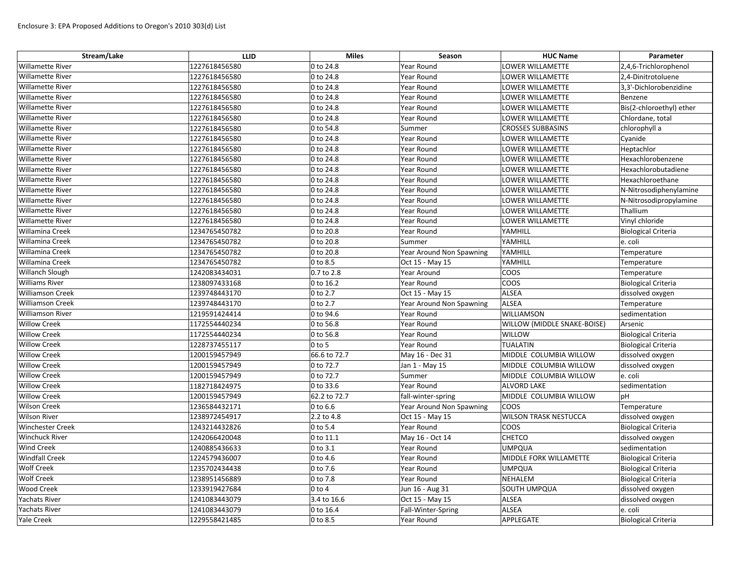Enclosure 3: EPA Proposed Additions to Oregon's 2010 303(d) List

| Stream/Lake | LLID | Miles | Season | HUC Name | Parameter |
|---|---|---|---|---|---|
| Willamette River | 1227618456580 | 0 to 24.8 | Year Round | LOWER WILLAMETTE | 2,4,6-Trichlorophenol |
| Willamette River | 1227618456580 | 0 to 24.8 | Year Round | LOWER WILLAMETTE | 2,4-Dinitrotoluene |
| Willamette River | 1227618456580 | 0 to 24.8 | Year Round | LOWER WILLAMETTE | 3,3'-Dichlorobenzidine |
| Willamette River | 1227618456580 | 0 to 24.8 | Year Round | LOWER WILLAMETTE | Benzene |
| Willamette River | 1227618456580 | 0 to 24.8 | Year Round | LOWER WILLAMETTE | Bis(2-chloroethyl) ether |
| Willamette River | 1227618456580 | 0 to 24.8 | Year Round | LOWER WILLAMETTE | Chlordane, total |
| Willamette River | 1227618456580 | 0 to 54.8 | Summer | CROSSES SUBBASINS | chlorophyll a |
| Willamette River | 1227618456580 | 0 to 24.8 | Year Round | LOWER WILLAMETTE | Cyanide |
| Willamette River | 1227618456580 | 0 to 24.8 | Year Round | LOWER WILLAMETTE | Heptachlor |
| Willamette River | 1227618456580 | 0 to 24.8 | Year Round | LOWER WILLAMETTE | Hexachlorobenzene |
| Willamette River | 1227618456580 | 0 to 24.8 | Year Round | LOWER WILLAMETTE | Hexachlorobutadiene |
| Willamette River | 1227618456580 | 0 to 24.8 | Year Round | LOWER WILLAMETTE | Hexachloroethane |
| Willamette River | 1227618456580 | 0 to 24.8 | Year Round | LOWER WILLAMETTE | N-Nitrosodiphenylamine |
| Willamette River | 1227618456580 | 0 to 24.8 | Year Round | LOWER WILLAMETTE | N-Nitrosodipropylamine |
| Willamette River | 1227618456580 | 0 to 24.8 | Year Round | LOWER WILLAMETTE | Thallium |
| Willamette River | 1227618456580 | 0 to 24.8 | Year Round | LOWER WILLAMETTE | Vinyl chloride |
| Willamina Creek | 1234765450782 | 0 to 20.8 | Year Round | YAMHILL | Biological Criteria |
| Willamina Creek | 1234765450782 | 0 to 20.8 | Summer | YAMHILL | e. coli |
| Willamina Creek | 1234765450782 | 0 to 20.8 | Year Around Non Spawning | YAMHILL | Temperature |
| Willamina Creek | 1234765450782 | 0 to 8.5 | Oct 15 - May 15 | YAMHILL | Temperature |
| Willanch Slough | 1242083434031 | 0.7 to 2.8 | Year Around | COOS | Temperature |
| Williams River | 1238097433168 | 0 to 16.2 | Year Round | COOS | Biological Criteria |
| Williamson Creek | 1239748443170 | 0 to 2.7 | Oct 15 - May 15 | ALSEA | dissolved oxygen |
| Williamson Creek | 1239748443170 | 0 to 2.7 | Year Around Non Spawning | ALSEA | Temperature |
| Williamson River | 1219591424414 | 0 to 94.6 | Year Round | WILLIAMSON | sedimentation |
| Willow Creek | 1172554440234 | 0 to 56.8 | Year Round | WILLOW (MIDDLE SNAKE-BOISE) | Arsenic |
| Willow Creek | 1172554440234 | 0 to 56.8 | Year Round | WILLOW | Biological Criteria |
| Willow Creek | 1228737455117 | 0 to 5 | Year Round | TUALATIN | Biological Criteria |
| Willow Creek | 1200159457949 | 66.6 to 72.7 | May 16 - Dec 31 | MIDDLE COLUMBIA WILLOW | dissolved oxygen |
| Willow Creek | 1200159457949 | 0 to 72.7 | Jan 1 - May 15 | MIDDLE COLUMBIA WILLOW | dissolved oxygen |
| Willow Creek | 1200159457949 | 0 to 72.7 | Summer | MIDDLE COLUMBIA WILLOW | e. coli |
| Willow Creek | 1182718424975 | 0 to 33.6 | Year Round | ALVORD LAKE | sedimentation |
| Willow Creek | 1200159457949 | 62.2 to 72.7 | fall-winter-spring | MIDDLE COLUMBIA WILLOW | pH |
| Wilson Creek | 1236584432171 | 0 to 6.6 | Year Around Non Spawning | COOS | Temperature |
| Wilson River | 1238972454917 | 2.2 to 4.8 | Oct 15 - May 15 | WILSON TRASK NESTUCCA | dissolved oxygen |
| Winchester Creek | 1243214432826 | 0 to 5.4 | Year Round | COOS | Biological Criteria |
| Winchuck River | 1242066420048 | 0 to 11.1 | May 16 - Oct 14 | CHETCO | dissolved oxygen |
| Wind Creek | 1240885436633 | 0 to 3.1 | Year Round | UMPQUA | sedimentation |
| Windfall Creek | 1224579436007 | 0 to 4.6 | Year Round | MIDDLE FORK WILLAMETTE | Biological Criteria |
| Wolf Creek | 1235702434438 | 0 to 7.6 | Year Round | UMPQUA | Biological Criteria |
| Wolf Creek | 1238951456889 | 0 to 7.8 | Year Round | NEHALEM | Biological Criteria |
| Wood Creek | 1233919427684 | 0 to 4 | Jun 16 - Aug 31 | SOUTH UMPQUA | dissolved oxygen |
| Yachats River | 1241083443079 | 3.4 to 16.6 | Oct 15 - May 15 | ALSEA | dissolved oxygen |
| Yachats River | 1241083443079 | 0 to 16.4 | Fall-Winter-Spring | ALSEA | e. coli |
| Yale Creek | 1229558421485 | 0 to 8.5 | Year Round | APPLEGATE | Biological Criteria |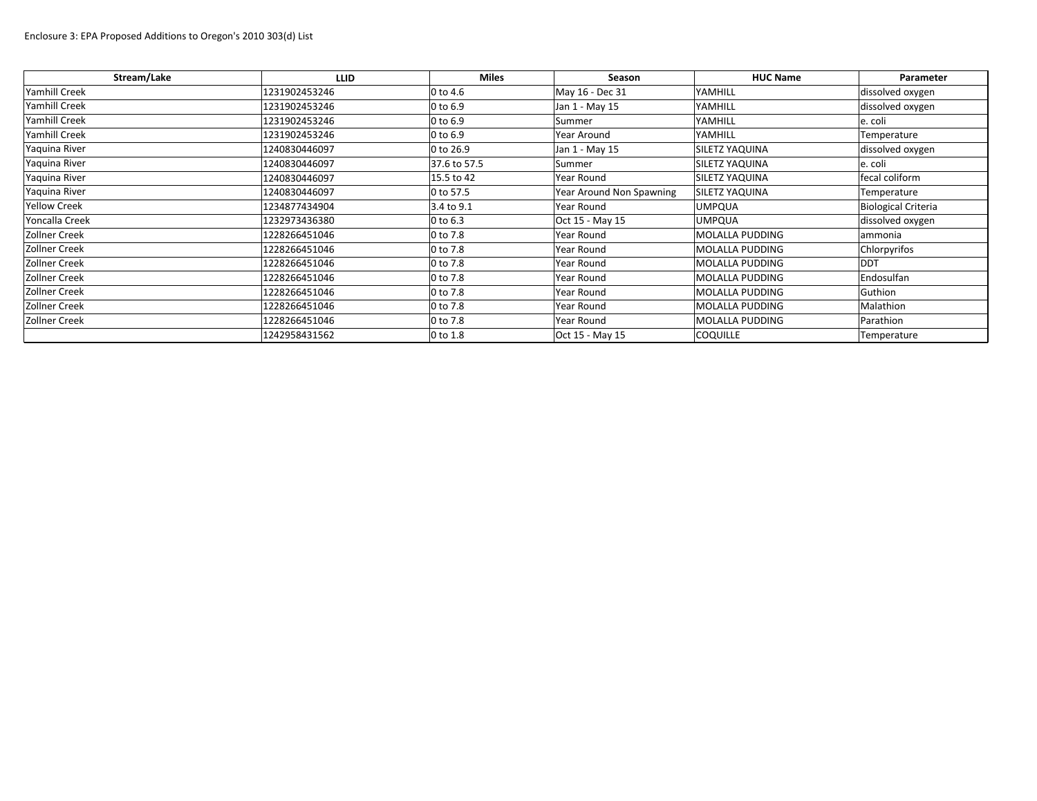Enclosure 3: EPA Proposed Additions to Oregon's 2010 303(d) List

| Stream/Lake | LLID | Miles | Season | HUC Name | Parameter |
|---|---|---|---|---|---|
| Yamhill Creek | 1231902453246 | 0 to 4.6 | May 16 - Dec 31 | YAMHILL | dissolved oxygen |
| Yamhill Creek | 1231902453246 | 0 to 6.9 | Jan 1 - May 15 | YAMHILL | dissolved oxygen |
| Yamhill Creek | 1231902453246 | 0 to 6.9 | Summer | YAMHILL | e. coli |
| Yamhill Creek | 1231902453246 | 0 to 6.9 | Year Around | YAMHILL | Temperature |
| Yaquina River | 1240830446097 | 0 to 26.9 | Jan 1 - May 15 | SILETZ YAQUINA | dissolved oxygen |
| Yaquina River | 1240830446097 | 37.6 to 57.5 | Summer | SILETZ YAQUINA | e. coli |
| Yaquina River | 1240830446097 | 15.5 to 42 | Year Round | SILETZ YAQUINA | fecal coliform |
| Yaquina River | 1240830446097 | 0 to 57.5 | Year Around Non Spawning | SILETZ YAQUINA | Temperature |
| Yellow Creek | 1234877434904 | 3.4 to 9.1 | Year Round | UMPQUA | Biological Criteria |
| Yoncalla Creek | 1232973436380 | 0 to 6.3 | Oct 15 - May 15 | UMPQUA | dissolved oxygen |
| Zollner Creek | 1228266451046 | 0 to 7.8 | Year Round | MOLALLA PUDDING | ammonia |
| Zollner Creek | 1228266451046 | 0 to 7.8 | Year Round | MOLALLA PUDDING | Chlorpyrifos |
| Zollner Creek | 1228266451046 | 0 to 7.8 | Year Round | MOLALLA PUDDING | DDT |
| Zollner Creek | 1228266451046 | 0 to 7.8 | Year Round | MOLALLA PUDDING | Endosulfan |
| Zollner Creek | 1228266451046 | 0 to 7.8 | Year Round | MOLALLA PUDDING | Guthion |
| Zollner Creek | 1228266451046 | 0 to 7.8 | Year Round | MOLALLA PUDDING | Malathion |
| Zollner Creek | 1228266451046 | 0 to 7.8 | Year Round | MOLALLA PUDDING | Parathion |
| | 1242958431562 | 0 to 1.8 | Oct 15 - May 15 | COQUILLE | Temperature |